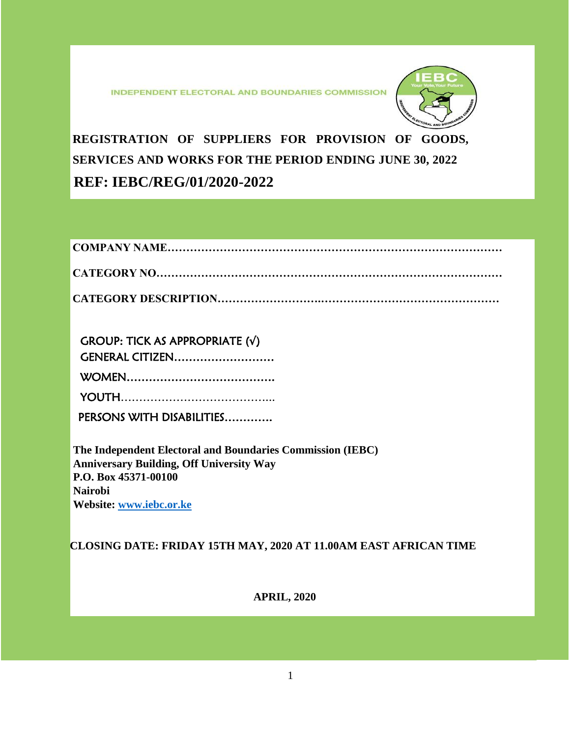INDEPENDENT ELECTORAL AND BOUNDARIES COMMISSION

# REGISTRATION OF SUPPLIERS FOR PROVISION OF GOODS, SERVICES AND WORKS FOR THE PERIOD ENDING JUNE 30, 2022

## REF: IEBC/REG/01/2020-2022

**COMPANY NAME……………………………………………………………………………**

**CATEGORY NO………………………………………………………………………………**

**CATEGORY DESCRIPTION………………………..……………………………………**

GROUP: TICK AS APPROPRIATE (√)

GENERAL CITIZEN………………………

WOMEN…………………………………..

YOUTH…………………………………..

PERSONS WITH DISABILITIES………….

**The Independent Electoral and Boundaries Commission (IEBC)**
**Anniversary Building, Off University Way**
**P.O. Box 45371-00100**
**Nairobi**
**Website: www.iebc.or.ke**

**CLOSING DATE: FRIDAY 15TH MAY, 2020 AT 11.00AM EAST AFRICAN TIME**

**APRIL, 2020**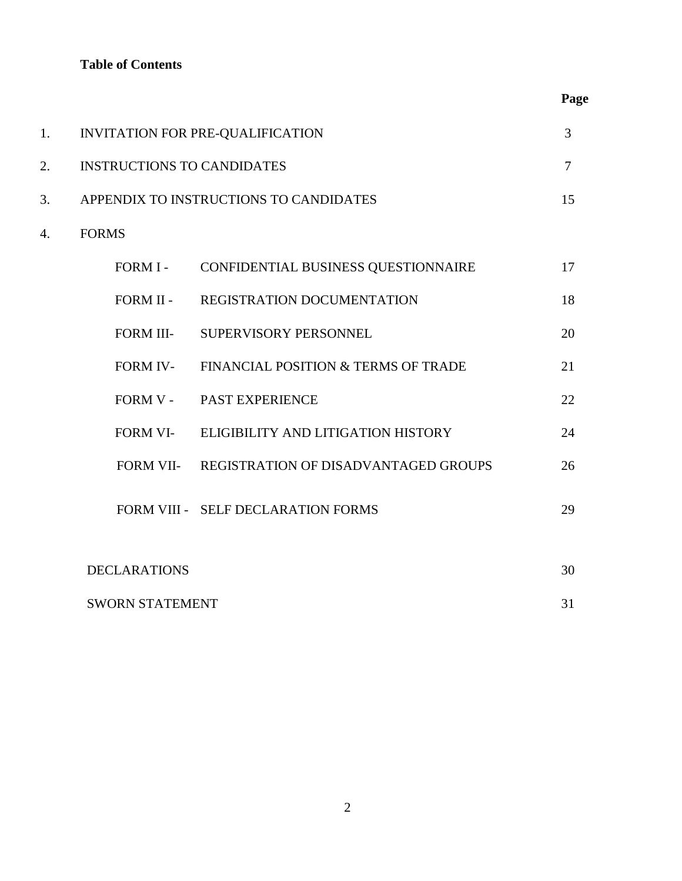**Table of Contents**

| | | | Page |
|---|---|---|---|
| 1. | INVITATION FOR PRE-QUALIFICATION | | 3 |
| 2. | INSTRUCTIONS TO CANDIDATES | | 7 |
| 3. | APPENDIX TO INSTRUCTIONS TO CANDIDATES | | 15 |
| 4. | FORMS | | |
| | FORM I - | CONFIDENTIAL BUSINESS QUESTIONNAIRE | 17 |
| | FORM II - | REGISTRATION DOCUMENTATION | 18 |
| | FORM III- | SUPERVISORY PERSONNEL | 20 |
| | FORM IV- | FINANCIAL POSITION & TERMS OF TRADE | 21 |
| | FORM V - | PAST EXPERIENCE | 22 |
| | FORM VI- | ELIGIBILITY AND LITIGATION HISTORY | 24 |
| | FORM VII- | REGISTRATION OF DISADVANTAGED GROUPS | 26 |
| | FORM VIII - | SELF DECLARATION FORMS | 29 |
| | DECLARATIONS | | 30 |
| | SWORN STATEMENT | | 31 |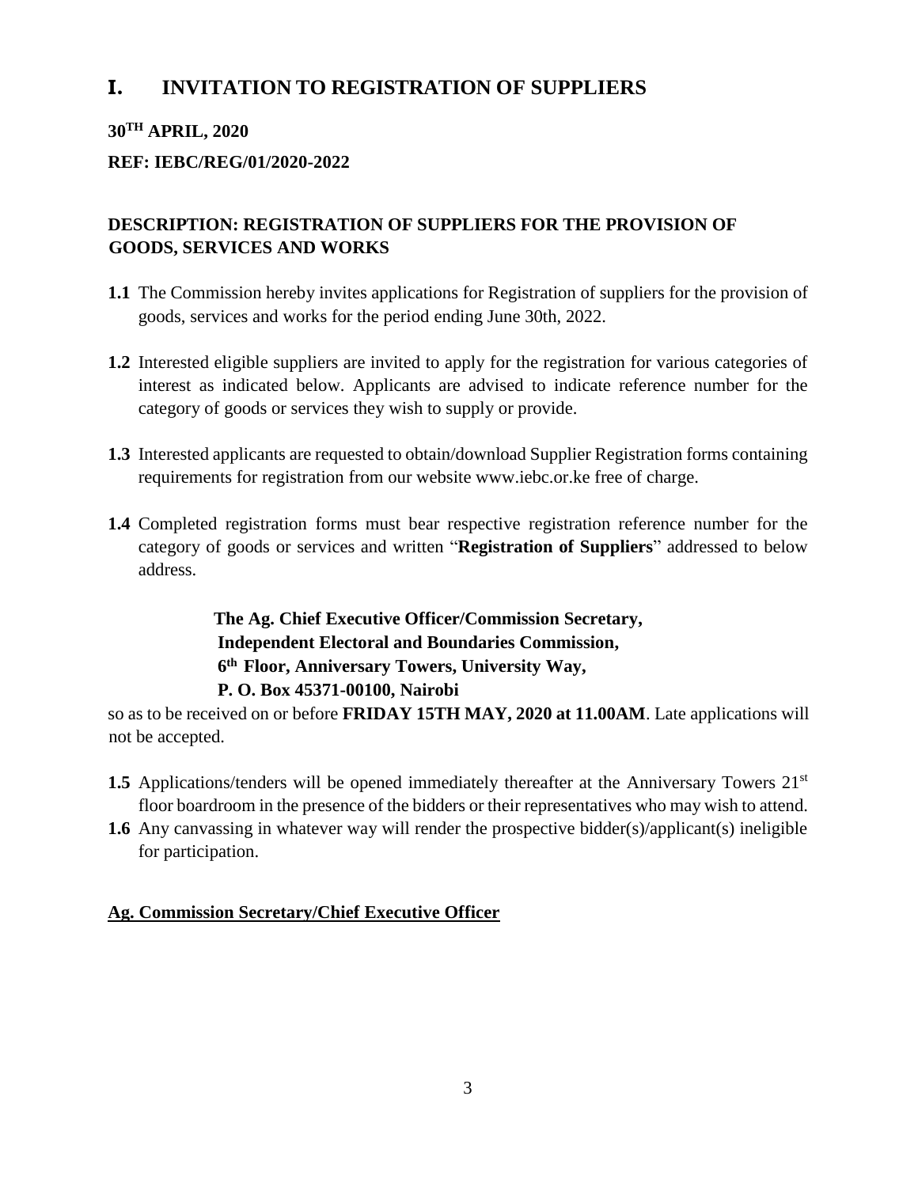# I. INVITATION TO REGISTRATION OF SUPPLIERS

**30TH APRIL, 2020**

**REF: IEBC/REG/01/2020-2022**

**DESCRIPTION: REGISTRATION OF SUPPLIERS FOR THE PROVISION OF GOODS, SERVICES AND WORKS**

**1.1** The Commission hereby invites applications for Registration of suppliers for the provision of goods, services and works for the period ending June 30th, 2022.

**1.2** Interested eligible suppliers are invited to apply for the registration for various categories of interest as indicated below. Applicants are advised to indicate reference number for the category of goods or services they wish to supply or provide.

**1.3** Interested applicants are requested to obtain/download Supplier Registration forms containing requirements for registration from our website www.iebc.or.ke free of charge.

**1.4** Completed registration forms must bear respective registration reference number for the category of goods or services and written "**Registration of Suppliers**" addressed to below address.

**The Ag. Chief Executive Officer/Commission Secretary,**
**Independent Electoral and Boundaries Commission,**
**6th Floor, Anniversary Towers, University Way,**
**P. O. Box 45371-00100, Nairobi**

so as to be received on or before **FRIDAY 15TH MAY, 2020 at 11.00AM**. Late applications will not be accepted.

**1.5** Applications/tenders will be opened immediately thereafter at the Anniversary Towers 21st floor boardroom in the presence of the bidders or their representatives who may wish to attend.

**1.6** Any canvassing in whatever way will render the prospective bidder(s)/applicant(s) ineligible for participation.

**Ag. Commission Secretary/Chief Executive Officer**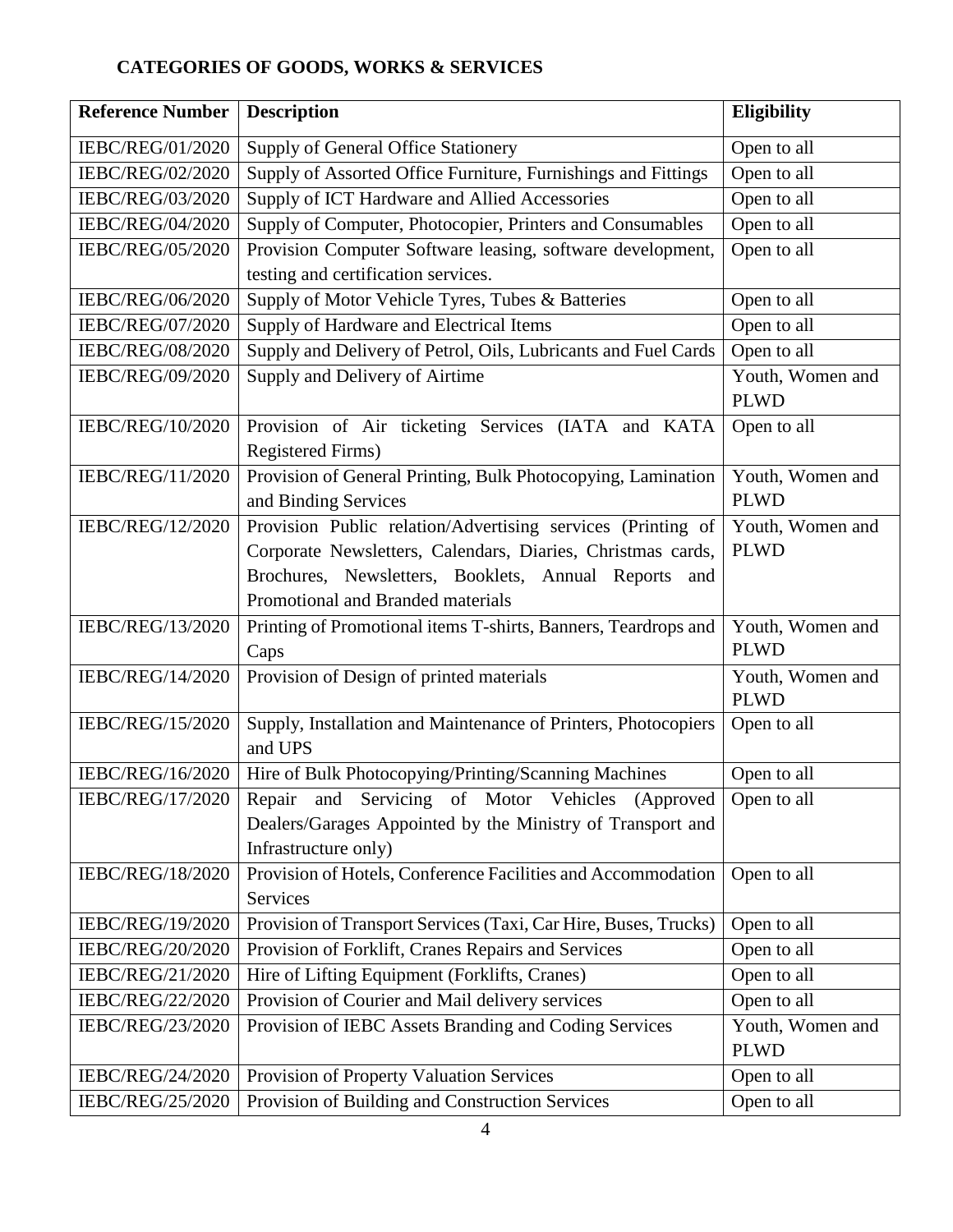## CATEGORIES OF GOODS, WORKS & SERVICES

| Reference Number | Description | Eligibility |
|---|---|---|
| IEBC/REG/01/2020 | Supply of General Office Stationery | Open to all |
| IEBC/REG/02/2020 | Supply of Assorted Office Furniture, Furnishings and Fittings | Open to all |
| IEBC/REG/03/2020 | Supply of ICT Hardware and Allied Accessories | Open to all |
| IEBC/REG/04/2020 | Supply of Computer, Photocopier, Printers and Consumables | Open to all |
| IEBC/REG/05/2020 | Provision Computer Software leasing, software development, testing and certification services. | Open to all |
| IEBC/REG/06/2020 | Supply of Motor Vehicle Tyres, Tubes & Batteries | Open to all |
| IEBC/REG/07/2020 | Supply of Hardware and Electrical Items | Open to all |
| IEBC/REG/08/2020 | Supply and Delivery of Petrol, Oils, Lubricants and Fuel Cards | Open to all |
| IEBC/REG/09/2020 | Supply and Delivery of Airtime | Youth, Women and PLWD |
| IEBC/REG/10/2020 | Provision of Air ticketing Services (IATA and KATA Registered Firms) | Open to all |
| IEBC/REG/11/2020 | Provision of General Printing, Bulk Photocopying, Lamination and Binding Services | Youth, Women and PLWD |
| IEBC/REG/12/2020 | Provision Public relation/Advertising services (Printing of Corporate Newsletters, Calendars, Diaries, Christmas cards, Brochures, Newsletters, Booklets, Annual Reports and Promotional and Branded materials | Youth, Women and PLWD |
| IEBC/REG/13/2020 | Printing of Promotional items T-shirts, Banners, Teardrops and Caps | Youth, Women and PLWD |
| IEBC/REG/14/2020 | Provision of Design of printed materials | Youth, Women and PLWD |
| IEBC/REG/15/2020 | Supply, Installation and Maintenance of Printers, Photocopiers and UPS | Open to all |
| IEBC/REG/16/2020 | Hire of Bulk Photocopying/Printing/Scanning Machines | Open to all |
| IEBC/REG/17/2020 | Repair and Servicing of Motor Vehicles (Approved Dealers/Garages Appointed by the Ministry of Transport and Infrastructure only) | Open to all |
| IEBC/REG/18/2020 | Provision of Hotels, Conference Facilities and Accommodation Services | Open to all |
| IEBC/REG/19/2020 | Provision of Transport Services (Taxi, Car Hire, Buses, Trucks) | Open to all |
| IEBC/REG/20/2020 | Provision of Forklift, Cranes Repairs and Services | Open to all |
| IEBC/REG/21/2020 | Hire of Lifting Equipment (Forklifts, Cranes) | Open to all |
| IEBC/REG/22/2020 | Provision of Courier and Mail delivery services | Open to all |
| IEBC/REG/23/2020 | Provision of IEBC Assets Branding and Coding Services | Youth, Women and PLWD |
| IEBC/REG/24/2020 | Provision of Property Valuation Services | Open to all |
| IEBC/REG/25/2020 | Provision of Building and Construction Services | Open to all |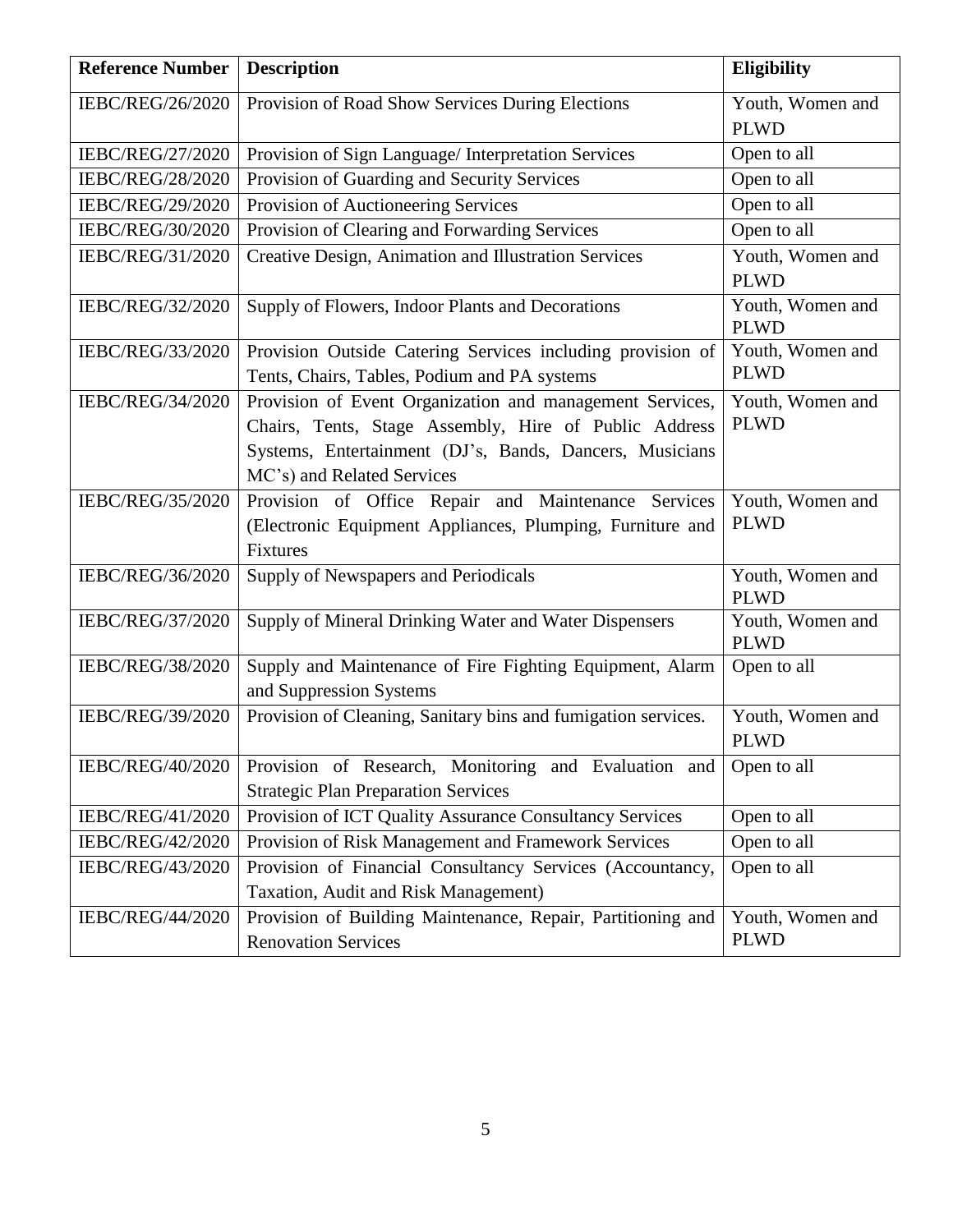| Reference Number | Description | Eligibility |
|---|---|---|
| IEBC/REG/26/2020 | Provision of Road Show Services During Elections | Youth, Women and PLWD |
| IEBC/REG/27/2020 | Provision of Sign Language/ Interpretation Services | Open to all |
| IEBC/REG/28/2020 | Provision of Guarding and Security Services | Open to all |
| IEBC/REG/29/2020 | Provision of Auctioneering Services | Open to all |
| IEBC/REG/30/2020 | Provision of Clearing and Forwarding Services | Open to all |
| IEBC/REG/31/2020 | Creative Design, Animation and Illustration Services | Youth, Women and PLWD |
| IEBC/REG/32/2020 | Supply of Flowers, Indoor Plants and Decorations | Youth, Women and PLWD |
| IEBC/REG/33/2020 | Provision Outside Catering Services including provision of Tents, Chairs, Tables, Podium and PA systems | Youth, Women and PLWD |
| IEBC/REG/34/2020 | Provision of Event Organization and management Services, Chairs, Tents, Stage Assembly, Hire of Public Address Systems, Entertainment (DJ's, Bands, Dancers, Musicians MC's) and Related Services | Youth, Women and PLWD |
| IEBC/REG/35/2020 | Provision of Office Repair and Maintenance Services (Electronic Equipment Appliances, Plumping, Furniture and Fixtures | Youth, Women and PLWD |
| IEBC/REG/36/2020 | Supply of Newspapers and Periodicals | Youth, Women and PLWD |
| IEBC/REG/37/2020 | Supply of Mineral Drinking Water and Water Dispensers | Youth, Women and PLWD |
| IEBC/REG/38/2020 | Supply and Maintenance of Fire Fighting Equipment, Alarm and Suppression Systems | Open to all |
| IEBC/REG/39/2020 | Provision of Cleaning, Sanitary bins and fumigation services. | Youth, Women and PLWD |
| IEBC/REG/40/2020 | Provision of Research, Monitoring and Evaluation and Strategic Plan Preparation Services | Open to all |
| IEBC/REG/41/2020 | Provision of ICT Quality Assurance Consultancy Services | Open to all |
| IEBC/REG/42/2020 | Provision of Risk Management and Framework Services | Open to all |
| IEBC/REG/43/2020 | Provision of Financial Consultancy Services (Accountancy, Taxation, Audit and Risk Management) | Open to all |
| IEBC/REG/44/2020 | Provision of Building Maintenance, Repair, Partitioning and Renovation Services | Youth, Women and PLWD |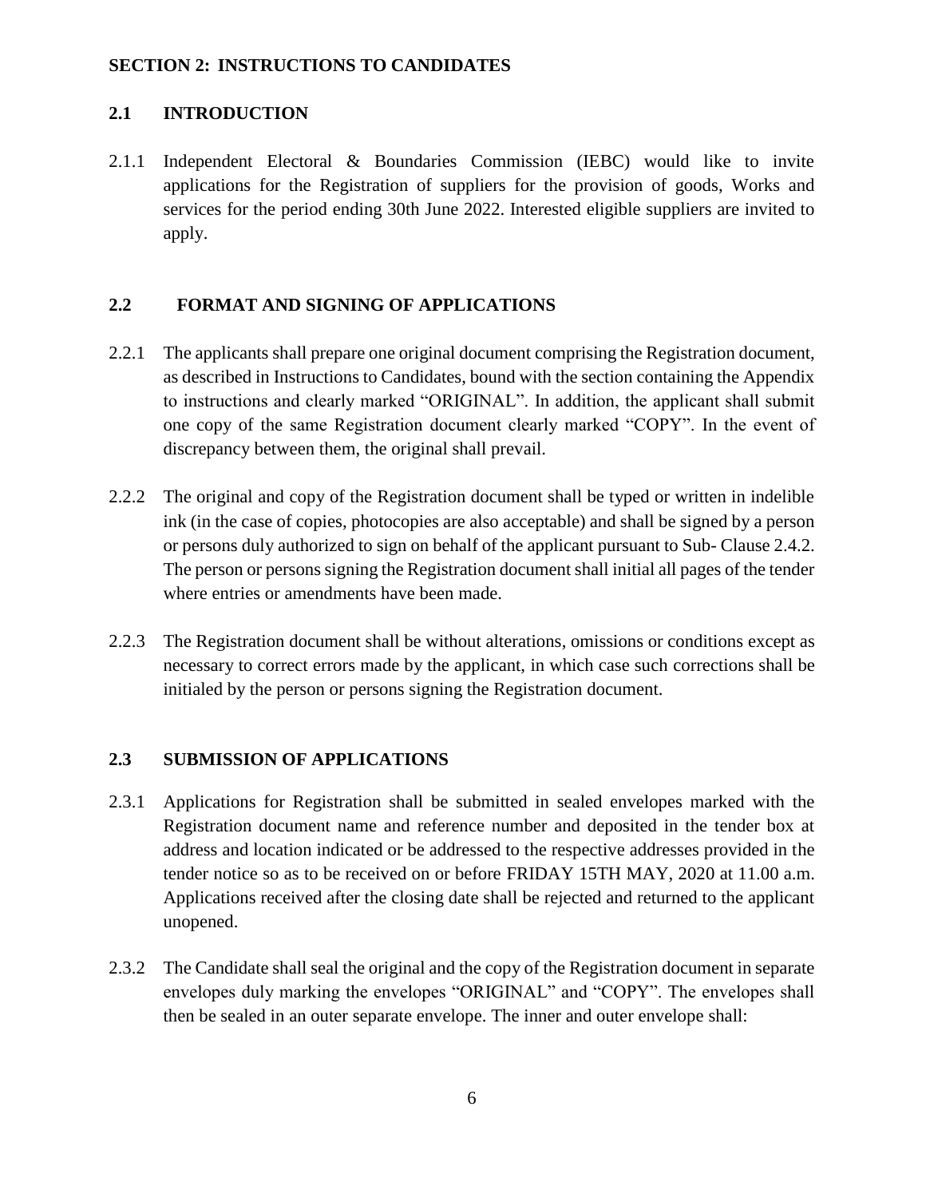## SECTION 2: INSTRUCTIONS TO CANDIDATES

### 2.1 INTRODUCTION

2.1.1 Independent Electoral & Boundaries Commission (IEBC) would like to invite applications for the Registration of suppliers for the provision of goods, Works and services for the period ending 30th June 2022. Interested eligible suppliers are invited to apply.

### 2.2 FORMAT AND SIGNING OF APPLICATIONS

2.2.1 The applicants shall prepare one original document comprising the Registration document, as described in Instructions to Candidates, bound with the section containing the Appendix to instructions and clearly marked "ORIGINAL". In addition, the applicant shall submit one copy of the same Registration document clearly marked "COPY". In the event of discrepancy between them, the original shall prevail.

2.2.2 The original and copy of the Registration document shall be typed or written in indelible ink (in the case of copies, photocopies are also acceptable) and shall be signed by a person or persons duly authorized to sign on behalf of the applicant pursuant to Sub- Clause 2.4.2. The person or persons signing the Registration document shall initial all pages of the tender where entries or amendments have been made.

2.2.3 The Registration document shall be without alterations, omissions or conditions except as necessary to correct errors made by the applicant, in which case such corrections shall be initialed by the person or persons signing the Registration document.

### 2.3 SUBMISSION OF APPLICATIONS

2.3.1 Applications for Registration shall be submitted in sealed envelopes marked with the Registration document name and reference number and deposited in the tender box at address and location indicated or be addressed to the respective addresses provided in the tender notice so as to be received on or before FRIDAY 15TH MAY, 2020 at 11.00 a.m. Applications received after the closing date shall be rejected and returned to the applicant unopened.

2.3.2 The Candidate shall seal the original and the copy of the Registration document in separate envelopes duly marking the envelopes "ORIGINAL" and "COPY". The envelopes shall then be sealed in an outer separate envelope. The inner and outer envelope shall: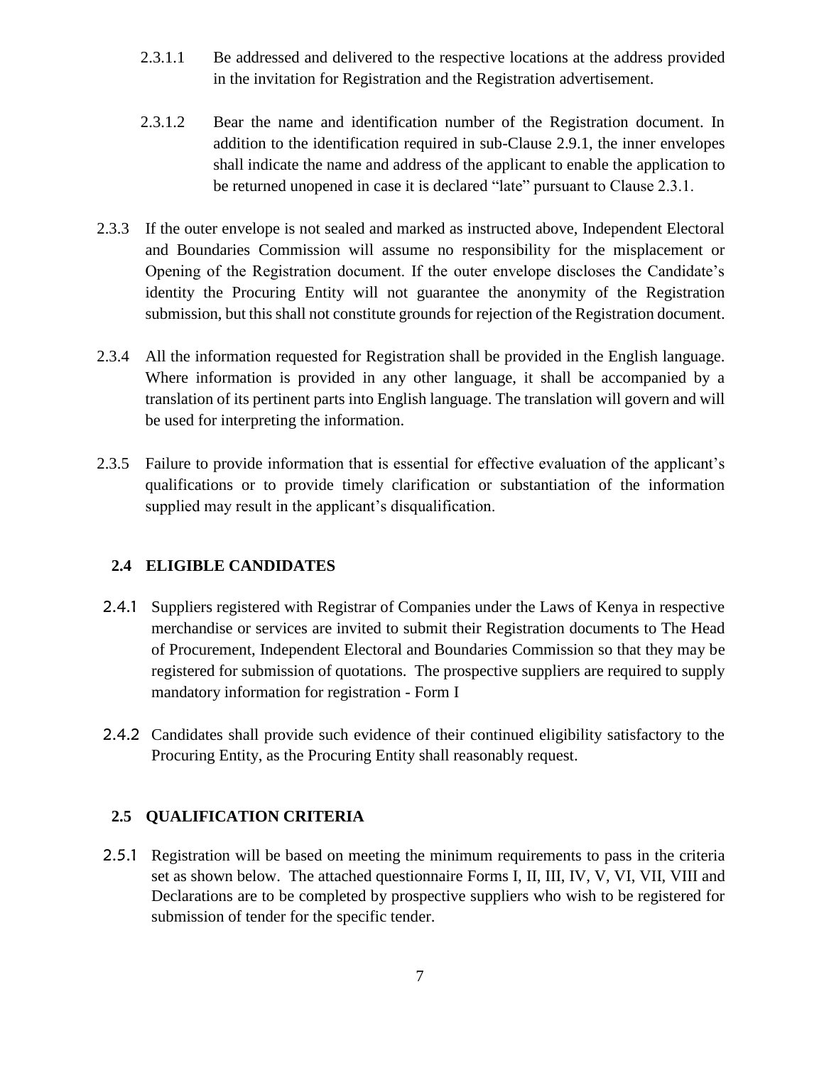2.3.1.1 Be addressed and delivered to the respective locations at the address provided in the invitation for Registration and the Registration advertisement.

2.3.1.2 Bear the name and identification number of the Registration document. In addition to the identification required in sub-Clause 2.9.1, the inner envelopes shall indicate the name and address of the applicant to enable the application to be returned unopened in case it is declared "late" pursuant to Clause 2.3.1.

2.3.3 If the outer envelope is not sealed and marked as instructed above, Independent Electoral and Boundaries Commission will assume no responsibility for the misplacement or Opening of the Registration document. If the outer envelope discloses the Candidate's identity the Procuring Entity will not guarantee the anonymity of the Registration submission, but this shall not constitute grounds for rejection of the Registration document.

2.3.4 All the information requested for Registration shall be provided in the English language. Where information is provided in any other language, it shall be accompanied by a translation of its pertinent parts into English language. The translation will govern and will be used for interpreting the information.

2.3.5 Failure to provide information that is essential for effective evaluation of the applicant's qualifications or to provide timely clarification or substantiation of the information supplied may result in the applicant's disqualification.

## 2.4 ELIGIBLE CANDIDATES

2.4.1 Suppliers registered with Registrar of Companies under the Laws of Kenya in respective merchandise or services are invited to submit their Registration documents to The Head of Procurement, Independent Electoral and Boundaries Commission so that they may be registered for submission of quotations. The prospective suppliers are required to supply mandatory information for registration - Form I

2.4.2 Candidates shall provide such evidence of their continued eligibility satisfactory to the Procuring Entity, as the Procuring Entity shall reasonably request.

## 2.5 QUALIFICATION CRITERIA

2.5.1 Registration will be based on meeting the minimum requirements to pass in the criteria set as shown below. The attached questionnaire Forms I, II, III, IV, V, VI, VII, VIII and Declarations are to be completed by prospective suppliers who wish to be registered for submission of tender for the specific tender.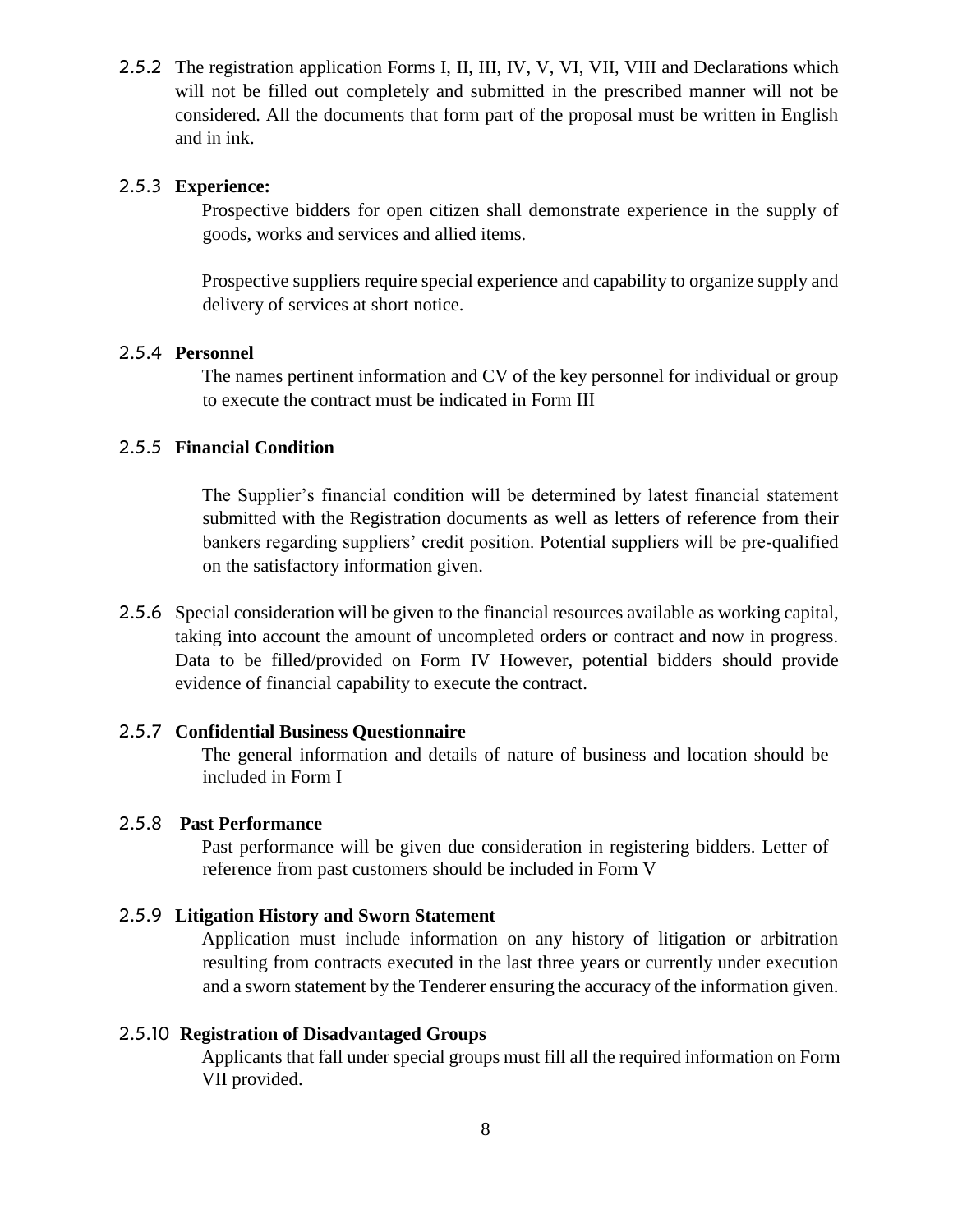2.5.2 The registration application Forms I, II, III, IV, V, VI, VII, VIII and Declarations which will not be filled out completely and submitted in the prescribed manner will not be considered. All the documents that form part of the proposal must be written in English and in ink.

2.5.3 **Experience:**

Prospective bidders for open citizen shall demonstrate experience in the supply of goods, works and services and allied items.

Prospective suppliers require special experience and capability to organize supply and delivery of services at short notice.

2.5.4 **Personnel**

The names pertinent information and CV of the key personnel for individual or group to execute the contract must be indicated in Form III

2.5.5 **Financial Condition**

The Supplier's financial condition will be determined by latest financial statement submitted with the Registration documents as well as letters of reference from their bankers regarding suppliers' credit position. Potential suppliers will be pre-qualified on the satisfactory information given.

2.5.6 Special consideration will be given to the financial resources available as working capital, taking into account the amount of uncompleted orders or contract and now in progress. Data to be filled/provided on Form IV However, potential bidders should provide evidence of financial capability to execute the contract.

2.5.7 **Confidential Business Questionnaire**

The general information and details of nature of business and location should be included in Form I

2.5.8 **Past Performance**

Past performance will be given due consideration in registering bidders. Letter of reference from past customers should be included in Form V

2.5.9 **Litigation History and Sworn Statement**

Application must include information on any history of litigation or arbitration resulting from contracts executed in the last three years or currently under execution and a sworn statement by the Tenderer ensuring the accuracy of the information given.

2.5.10 **Registration of Disadvantaged Groups**

Applicants that fall under special groups must fill all the required information on Form VII provided.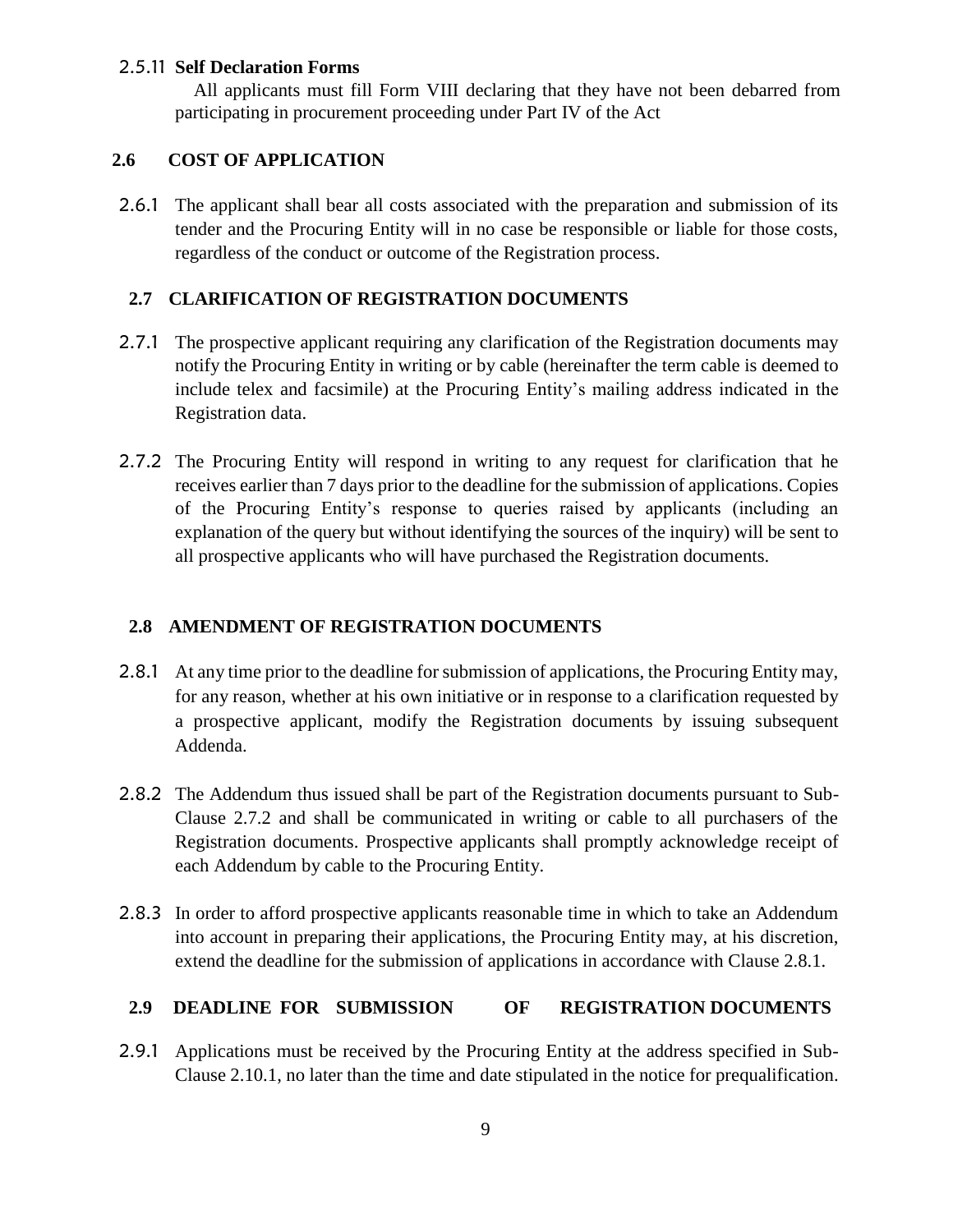2.5.11 **Self Declaration Forms**

All applicants must fill Form VIII declaring that they have not been debarred from participating in procurement proceeding under Part IV of the Act

## 2.6 COST OF APPLICATION

2.6.1 The applicant shall bear all costs associated with the preparation and submission of its tender and the Procuring Entity will in no case be responsible or liable for those costs, regardless of the conduct or outcome of the Registration process.

## 2.7 CLARIFICATION OF REGISTRATION DOCUMENTS

2.7.1 The prospective applicant requiring any clarification of the Registration documents may notify the Procuring Entity in writing or by cable (hereinafter the term cable is deemed to include telex and facsimile) at the Procuring Entity's mailing address indicated in the Registration data.

2.7.2 The Procuring Entity will respond in writing to any request for clarification that he receives earlier than 7 days prior to the deadline for the submission of applications. Copies of the Procuring Entity's response to queries raised by applicants (including an explanation of the query but without identifying the sources of the inquiry) will be sent to all prospective applicants who will have purchased the Registration documents.

## 2.8 AMENDMENT OF REGISTRATION DOCUMENTS

2.8.1 At any time prior to the deadline for submission of applications, the Procuring Entity may, for any reason, whether at his own initiative or in response to a clarification requested by a prospective applicant, modify the Registration documents by issuing subsequent Addenda.

2.8.2 The Addendum thus issued shall be part of the Registration documents pursuant to Sub-Clause 2.7.2 and shall be communicated in writing or cable to all purchasers of the Registration documents. Prospective applicants shall promptly acknowledge receipt of each Addendum by cable to the Procuring Entity.

2.8.3 In order to afford prospective applicants reasonable time in which to take an Addendum into account in preparing their applications, the Procuring Entity may, at his discretion, extend the deadline for the submission of applications in accordance with Clause 2.8.1.

## 2.9 DEADLINE FOR SUBMISSION OF REGISTRATION DOCUMENTS

2.9.1 Applications must be received by the Procuring Entity at the address specified in Sub-Clause 2.10.1, no later than the time and date stipulated in the notice for prequalification.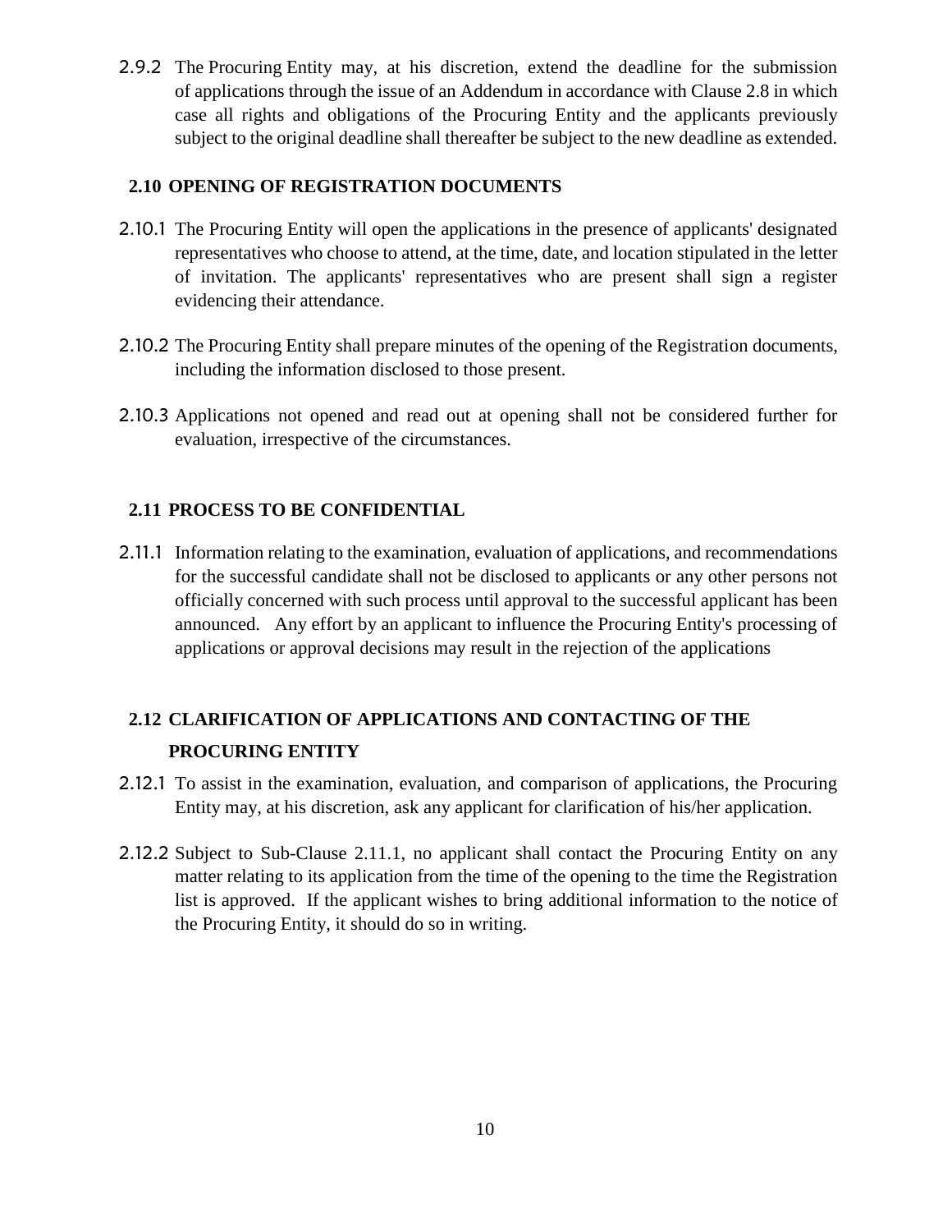2.9.2 The Procuring Entity may, at his discretion, extend the deadline for the submission of applications through the issue of an Addendum in accordance with Clause 2.8 in which case all rights and obligations of the Procuring Entity and the applicants previously subject to the original deadline shall thereafter be subject to the new deadline as extended.

## 2.10 OPENING OF REGISTRATION DOCUMENTS

2.10.1 The Procuring Entity will open the applications in the presence of applicants' designated representatives who choose to attend, at the time, date, and location stipulated in the letter of invitation. The applicants' representatives who are present shall sign a register evidencing their attendance.

2.10.2 The Procuring Entity shall prepare minutes of the opening of the Registration documents, including the information disclosed to those present.

2.10.3 Applications not opened and read out at opening shall not be considered further for evaluation, irrespective of the circumstances.

## 2.11 PROCESS TO BE CONFIDENTIAL

2.11.1 Information relating to the examination, evaluation of applications, and recommendations for the successful candidate shall not be disclosed to applicants or any other persons not officially concerned with such process until approval to the successful applicant has been announced. Any effort by an applicant to influence the Procuring Entity's processing of applications or approval decisions may result in the rejection of the applications

## 2.12 CLARIFICATION OF APPLICATIONS AND CONTACTING OF THE PROCURING ENTITY

2.12.1 To assist in the examination, evaluation, and comparison of applications, the Procuring Entity may, at his discretion, ask any applicant for clarification of his/her application.

2.12.2 Subject to Sub-Clause 2.11.1, no applicant shall contact the Procuring Entity on any matter relating to its application from the time of the opening to the time the Registration list is approved. If the applicant wishes to bring additional information to the notice of the Procuring Entity, it should do so in writing.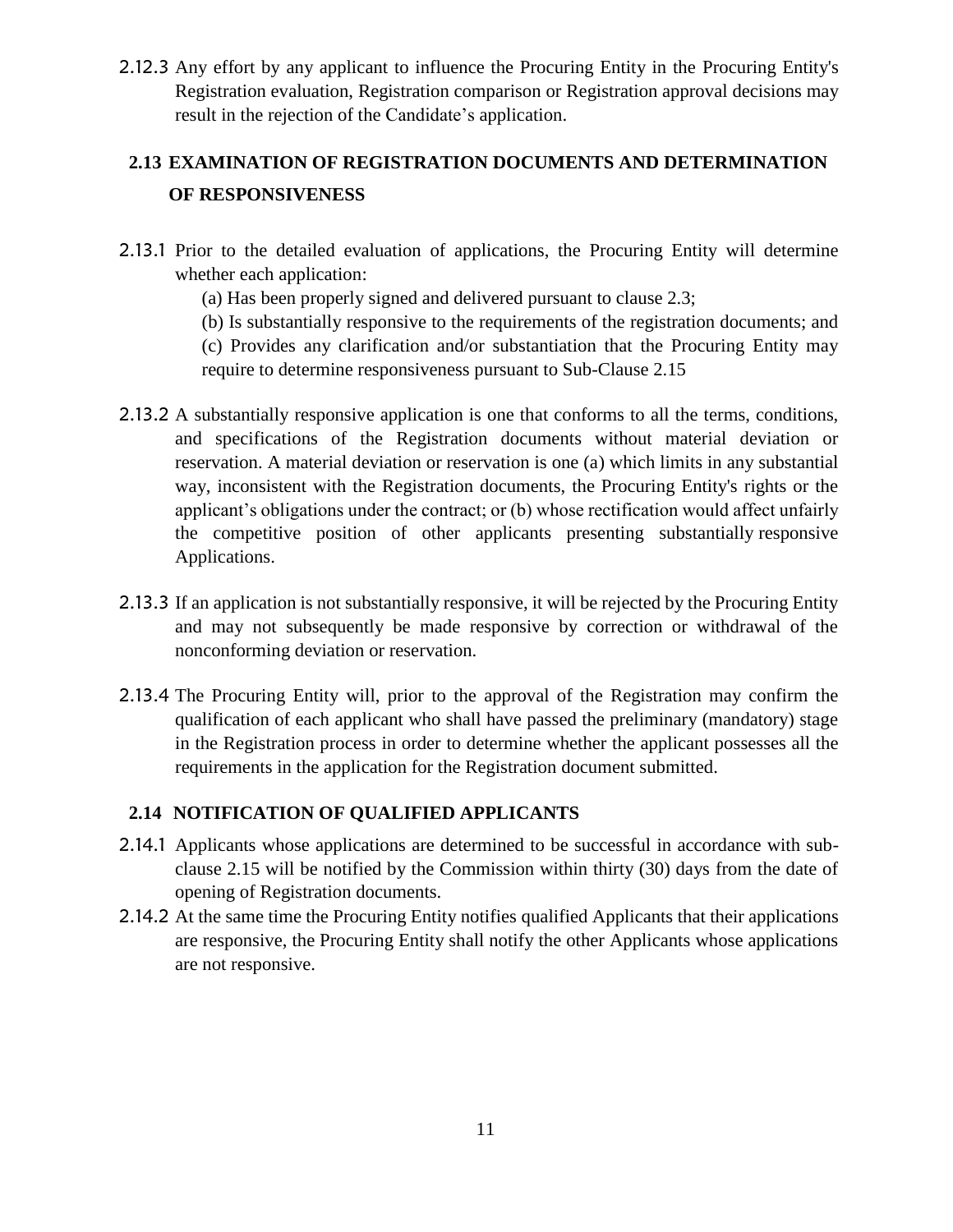2.12.3 Any effort by any applicant to influence the Procuring Entity in the Procuring Entity's Registration evaluation, Registration comparison or Registration approval decisions may result in the rejection of the Candidate's application.

## 2.13 EXAMINATION OF REGISTRATION DOCUMENTS AND DETERMINATION OF RESPONSIVENESS

2.13.1 Prior to the detailed evaluation of applications, the Procuring Entity will determine whether each application:

(a) Has been properly signed and delivered pursuant to clause 2.3;

(b) Is substantially responsive to the requirements of the registration documents; and

(c) Provides any clarification and/or substantiation that the Procuring Entity may require to determine responsiveness pursuant to Sub-Clause 2.15

2.13.2 A substantially responsive application is one that conforms to all the terms, conditions, and specifications of the Registration documents without material deviation or reservation. A material deviation or reservation is one (a) which limits in any substantial way, inconsistent with the Registration documents, the Procuring Entity's rights or the applicant's obligations under the contract; or (b) whose rectification would affect unfairly the competitive position of other applicants presenting substantially responsive Applications.

2.13.3 If an application is not substantially responsive, it will be rejected by the Procuring Entity and may not subsequently be made responsive by correction or withdrawal of the nonconforming deviation or reservation.

2.13.4 The Procuring Entity will, prior to the approval of the Registration may confirm the qualification of each applicant who shall have passed the preliminary (mandatory) stage in the Registration process in order to determine whether the applicant possesses all the requirements in the application for the Registration document submitted.

## 2.14 NOTIFICATION OF QUALIFIED APPLICANTS

2.14.1 Applicants whose applications are determined to be successful in accordance with sub-clause 2.15 will be notified by the Commission within thirty (30) days from the date of opening of Registration documents.

2.14.2 At the same time the Procuring Entity notifies qualified Applicants that their applications are responsive, the Procuring Entity shall notify the other Applicants whose applications are not responsive.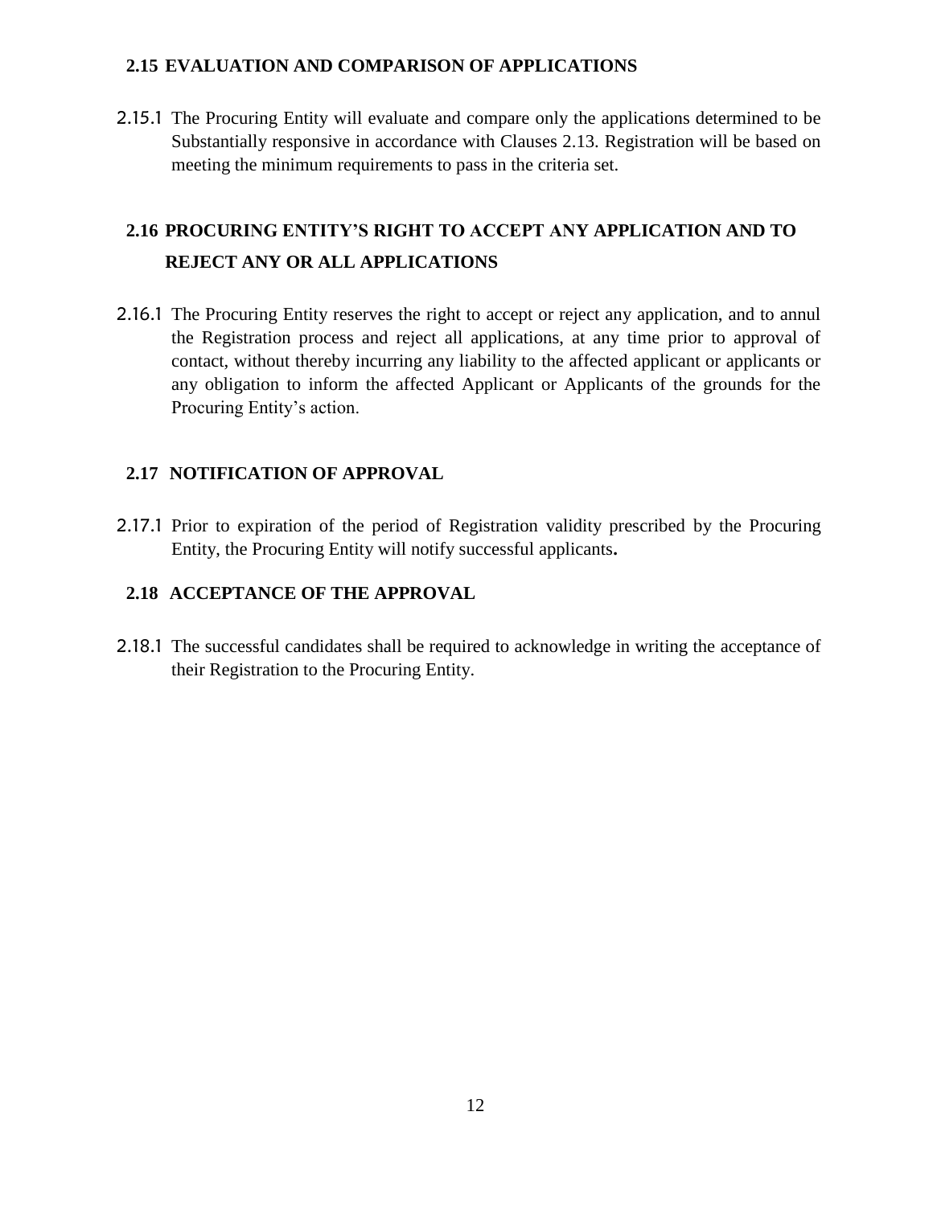## 2.15 EVALUATION AND COMPARISON OF APPLICATIONS

2.15.1 The Procuring Entity will evaluate and compare only the applications determined to be Substantially responsive in accordance with Clauses 2.13. Registration will be based on meeting the minimum requirements to pass in the criteria set.

## 2.16 PROCURING ENTITY'S RIGHT TO ACCEPT ANY APPLICATION AND TO REJECT ANY OR ALL APPLICATIONS

2.16.1 The Procuring Entity reserves the right to accept or reject any application, and to annul the Registration process and reject all applications, at any time prior to approval of contact, without thereby incurring any liability to the affected applicant or applicants or any obligation to inform the affected Applicant or Applicants of the grounds for the Procuring Entity's action.

## 2.17 NOTIFICATION OF APPROVAL

2.17.1 Prior to expiration of the period of Registration validity prescribed by the Procuring Entity, the Procuring Entity will notify successful applicants**.**

## 2.18 ACCEPTANCE OF THE APPROVAL

2.18.1 The successful candidates shall be required to acknowledge in writing the acceptance of their Registration to the Procuring Entity.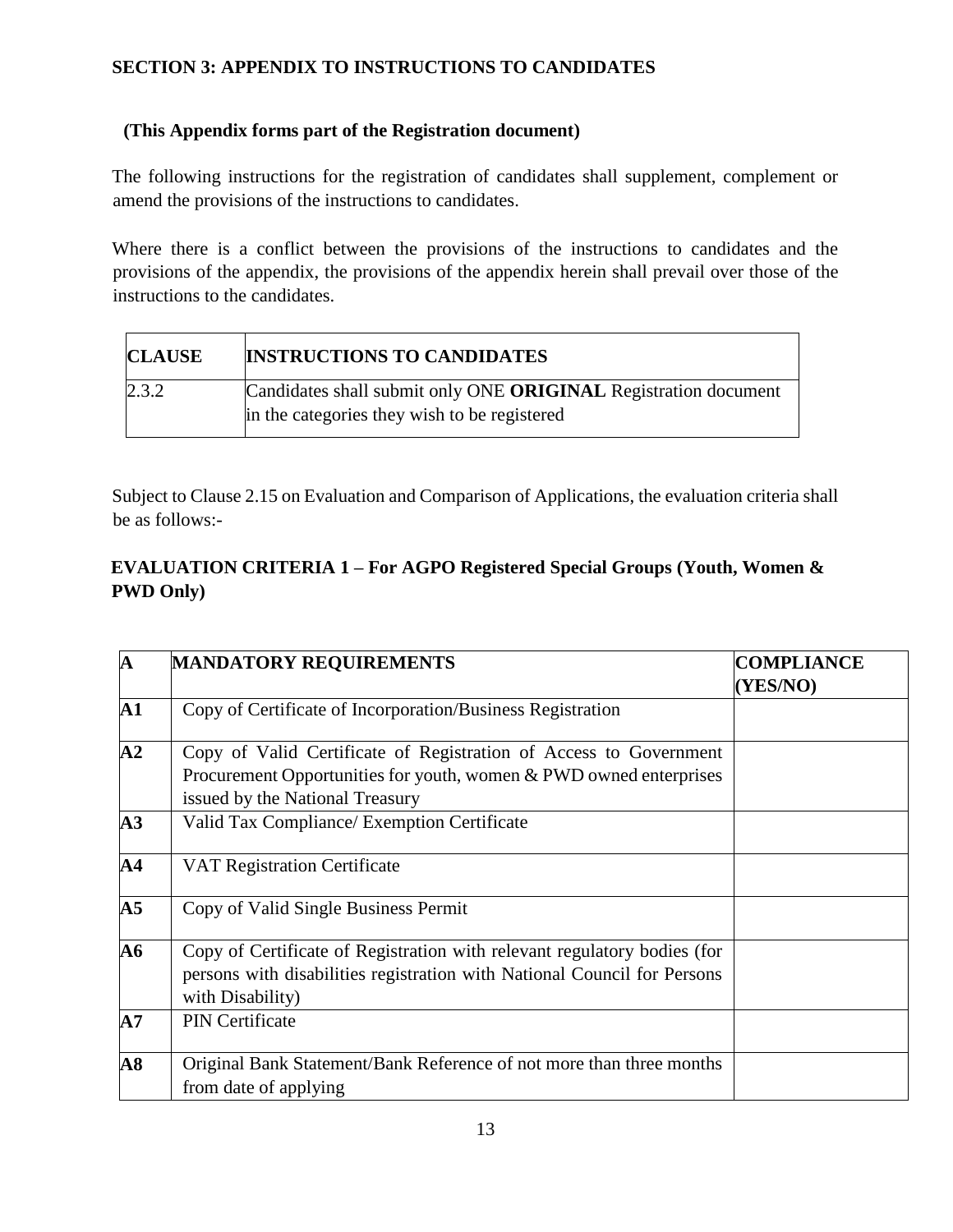## SECTION 3: APPENDIX TO INSTRUCTIONS TO CANDIDATES

**(This Appendix forms part of the Registration document)**

The following instructions for the registration of candidates shall supplement, complement or amend the provisions of the instructions to candidates.

Where there is a conflict between the provisions of the instructions to candidates and the provisions of the appendix, the provisions of the appendix herein shall prevail over those of the instructions to the candidates.

| CLAUSE | INSTRUCTIONS TO CANDIDATES |
|---|---|
| 2.3.2 | Candidates shall submit only ONE **ORIGINAL** Registration document in the categories they wish to be registered |

Subject to Clause 2.15 on Evaluation and Comparison of Applications, the evaluation criteria shall be as follows:-

### EVALUATION CRITERIA 1 – For AGPO Registered Special Groups (Youth, Women & PWD Only)

| A | MANDATORY REQUIREMENTS | COMPLIANCE (YES/NO) |
|---|---|---|
| A1 | Copy of Certificate of Incorporation/Business Registration | |
| A2 | Copy of Valid Certificate of Registration of Access to Government Procurement Opportunities for youth, women & PWD owned enterprises issued by the National Treasury | |
| A3 | Valid Tax Compliance/ Exemption Certificate | |
| A4 | VAT Registration Certificate | |
| A5 | Copy of Valid Single Business Permit | |
| A6 | Copy of Certificate of Registration with relevant regulatory bodies (for persons with disabilities registration with National Council for Persons with Disability) | |
| A7 | PIN Certificate | |
| A8 | Original Bank Statement/Bank Reference of not more than three months from date of applying | |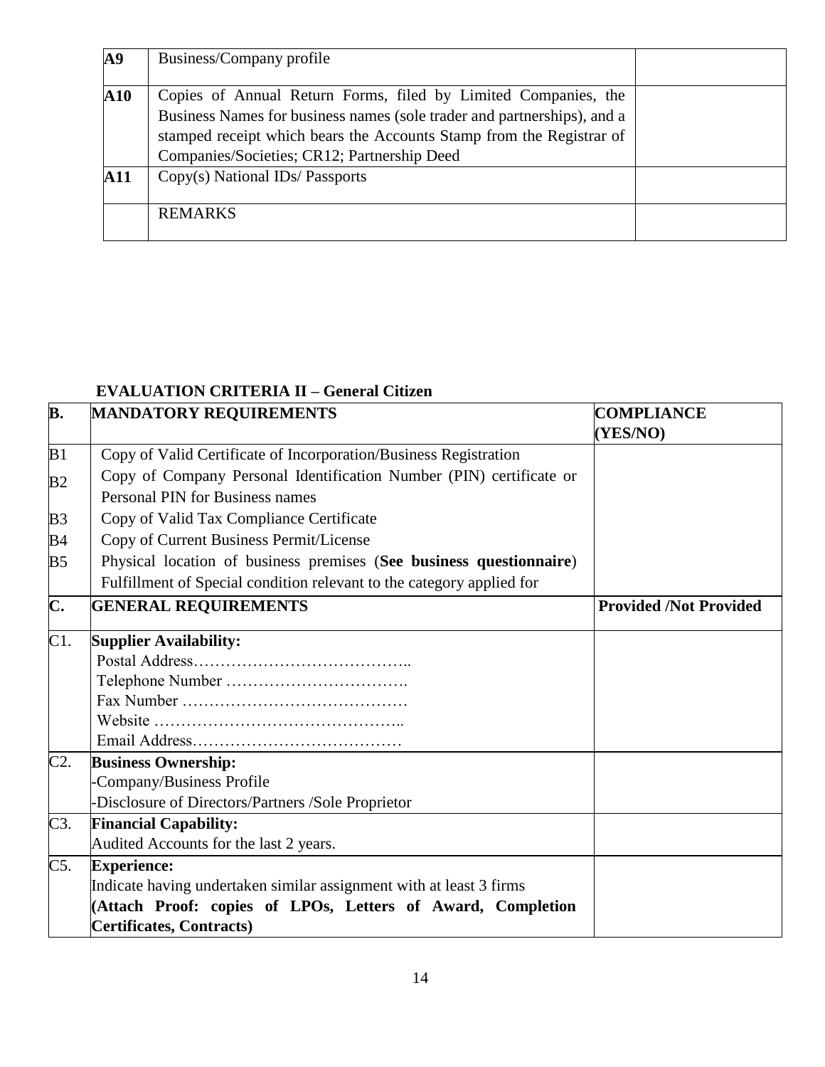| | | |
|---|---|---|
| **A9** | Business/Company profile | |
| **A10** | Copies of Annual Return Forms, filed by Limited Companies, the Business Names for business names (sole trader and partnerships), and a stamped receipt which bears the Accounts Stamp from the Registrar of Companies/Societies; CR12; Partnership Deed | |
| **A11** | Copy(s) National IDs/ Passports | |
| | REMARKS | |

**EVALUATION CRITERIA II – General Citizen**

| **B.** | **MANDATORY REQUIREMENTS** | **COMPLIANCE (YES/NO)** |
|---|---|---|
| B1 | Copy of Valid Certificate of Incorporation/Business Registration | |
| B2 | Copy of Company Personal Identification Number (PIN) certificate or Personal PIN for Business names | |
| B3 | Copy of Valid Tax Compliance Certificate | |
| B4 | Copy of Current Business Permit/License | |
| B5 | Physical location of business premises (**See business questionnaire**)<br>Fulfillment of Special condition relevant to the category applied for | |
| **C.** | **GENERAL REQUIREMENTS** | **Provided /Not Provided** |
| C1. | **Supplier Availability:**<br>Postal Address…………………………………..<br>Telephone Number …………………………….<br>Fax Number ……………………………………<br>Website ………………………………………..<br>Email Address………………………………… | |
| C2. | **Business Ownership:**<br>-Company/Business Profile<br>-Disclosure of Directors/Partners /Sole Proprietor | |
| C3. | **Financial Capability:**<br>Audited Accounts for the last 2 years. | |
| C5. | **Experience:**<br>Indicate having undertaken similar assignment with at least 3 firms<br>**(Attach Proof: copies of LPOs, Letters of Award, Completion Certificates, Contracts)** | |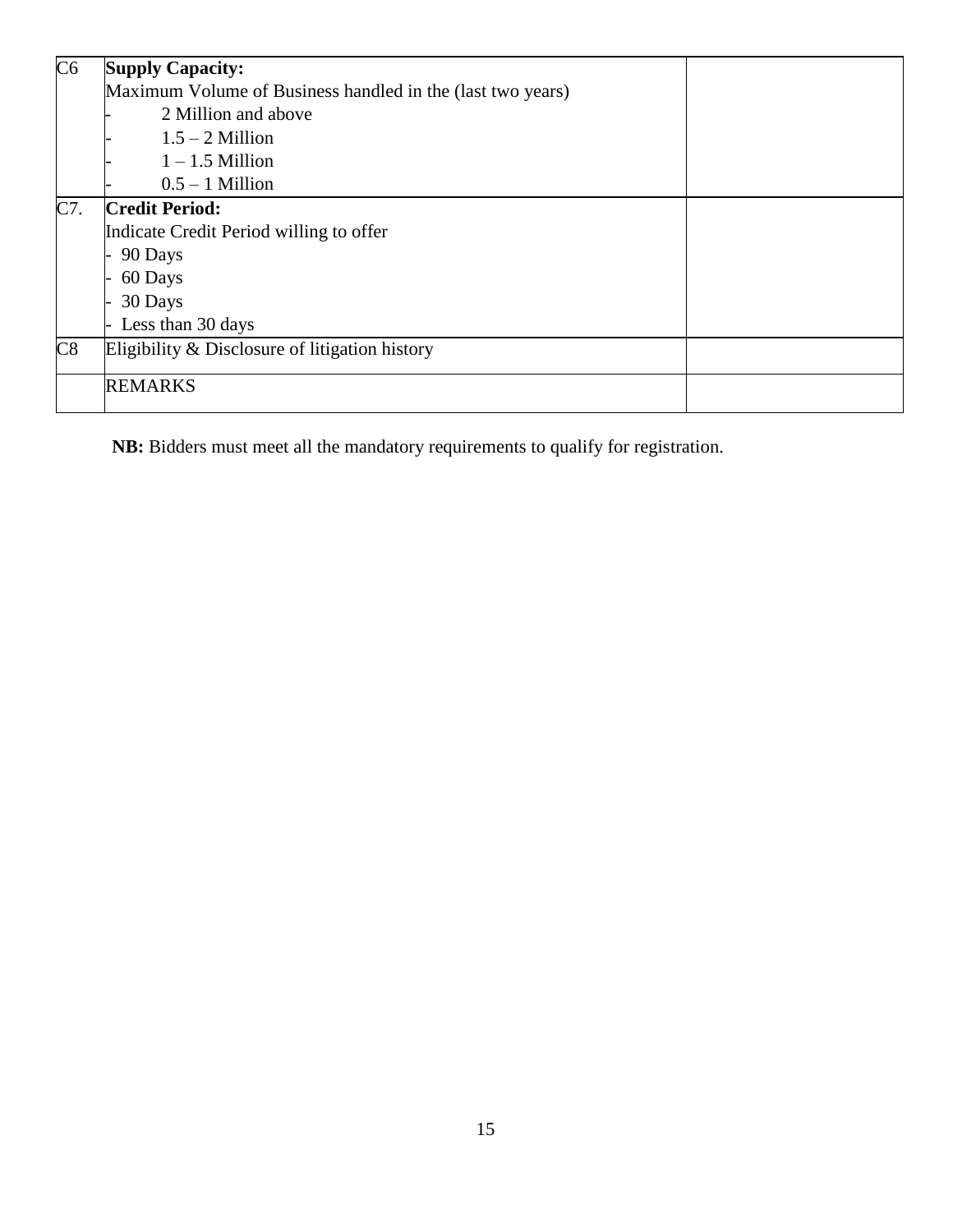| | | |
|---|---|---|
| C6 | **Supply Capacity:**<br>Maximum Volume of Business handled in the (last two years)<br>- 2 Million and above<br>- 1.5 – 2 Million<br>- 1 – 1.5 Million<br>- 0.5 – 1 Million | |
| C7. | **Credit Period:**<br>Indicate Credit Period willing to offer<br>- 90 Days<br>- 60 Days<br>- 30 Days<br>- Less than 30 days | |
| C8 | Eligibility & Disclosure of litigation history | |
| | REMARKS | |

**NB:** Bidders must meet all the mandatory requirements to qualify for registration.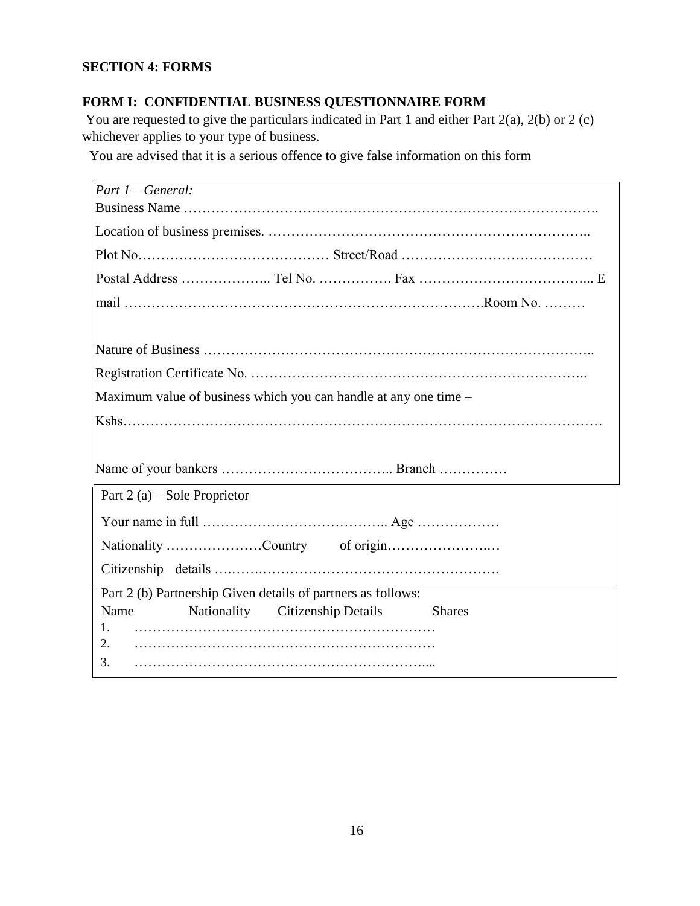**SECTION 4: FORMS**

**FORM I: CONFIDENTIAL BUSINESS QUESTIONNAIRE FORM**

You are requested to give the particulars indicated in Part 1 and either Part 2(a), 2(b) or 2 (c) whichever applies to your type of business.

You are advised that it is a serious offence to give false information on this form

*Part 1 – General:*

Business Name ……………………………………………………………………………….

Location of business premises. ……………………………………………………………..

Plot No…………………………………… Street/Road ……………………………………

Postal Address ……………….. Tel No. ……………. Fax ……………………………... E mail ………………………………………………………………….Room No. ………

Nature of Business ………………………………………………………………………..

Registration Certificate No. ………………………………………………………………..

Maximum value of business which you can handle at any one time – Kshs………………………………………………………………………………………

Name of your bankers ……………………………….. Branch ……………

Part 2 (a) – Sole Proprietor

Your name in full ………………………………….. Age ………………

Nationality …………………Country of origin………………….…

Citizenship details ….…….………………………………………….

Part 2 (b) Partnership Given details of partners as follows:

| Name | Nationality | Citizenship Details | Shares |
|---|---|---|---|
| 1. ………… | | | |
| 2. ………… | | | |
| 3. ………… | | | |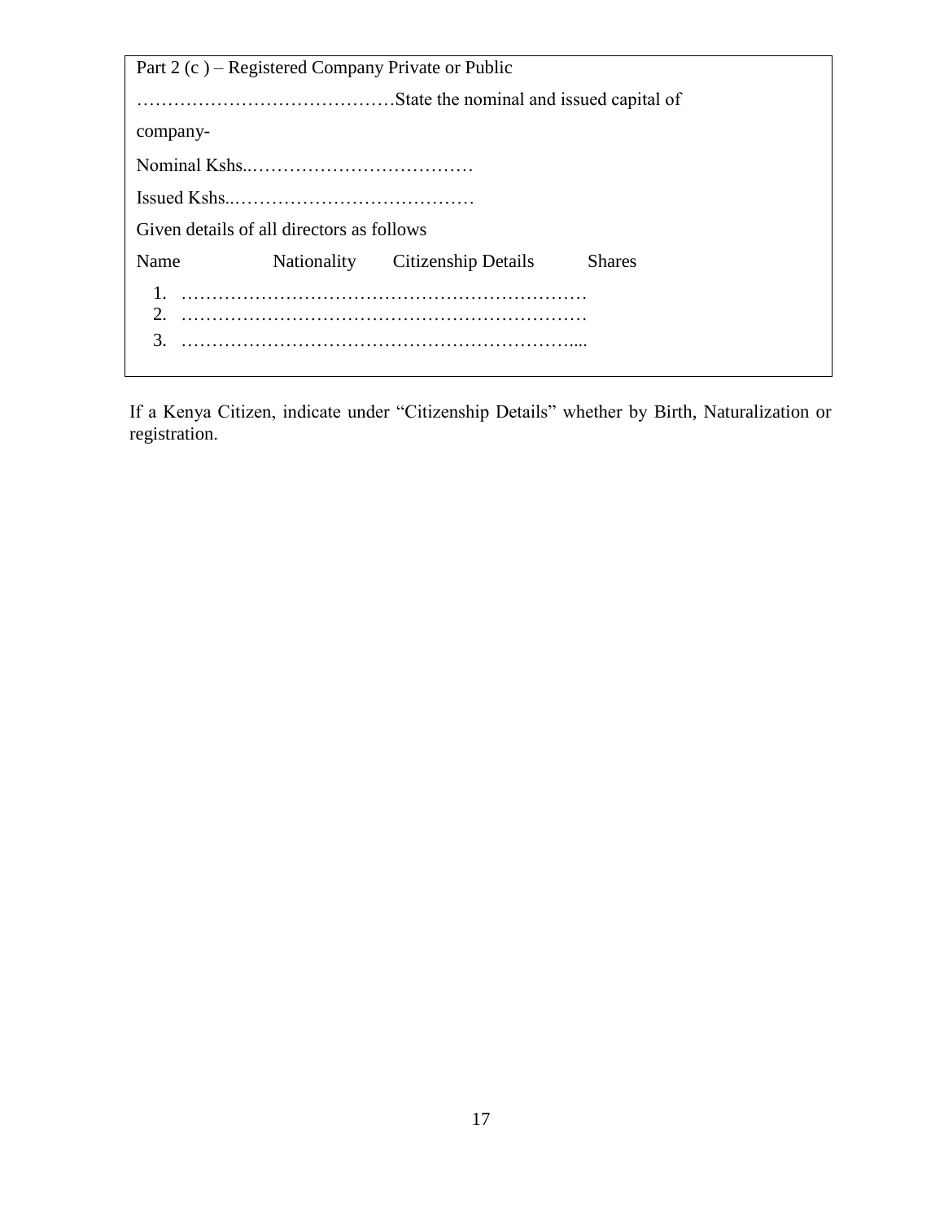Part 2 (c ) – Registered Company Private or Public

……………………………………State the nominal and issued capital of company-

Nominal Kshs..………………………………

Issued Kshs..…………………………………

Given details of all directors as follows

| Name | Nationality | Citizenship Details | Shares |
|---|---|---|---|

1. …………………………………………………………
2. …………………………………………………………
3. ……………………………………………………….....

If a Kenya Citizen, indicate under "Citizenship Details" whether by Birth, Naturalization or registration.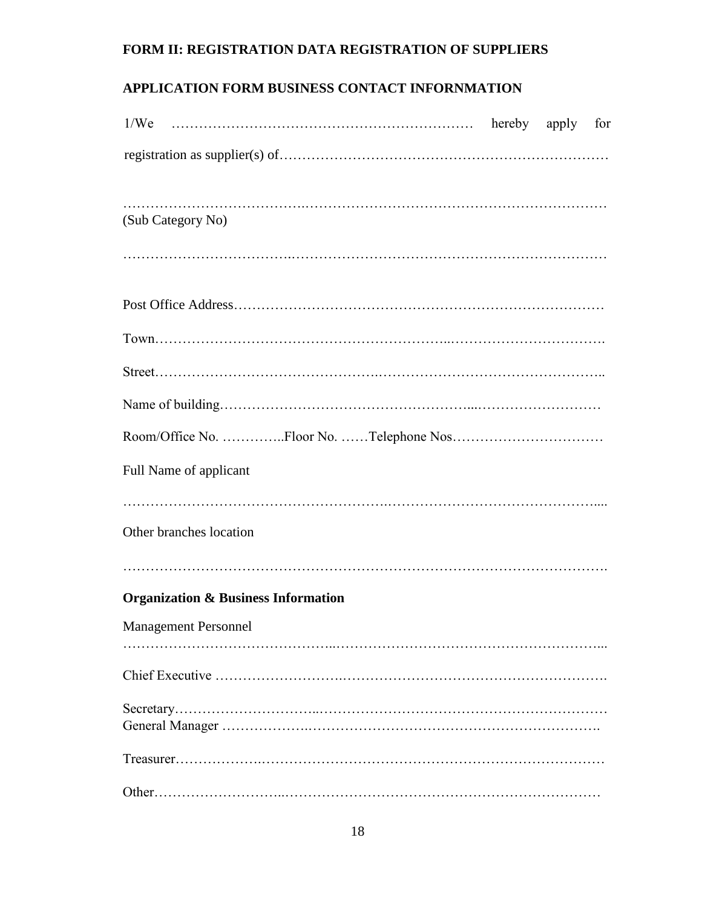**FORM II: REGISTRATION DATA REGISTRATION OF SUPPLIERS**

**APPLICATION FORM BUSINESS CONTACT INFORNMATION**

1/We ………………………………………………………… hereby apply for registration as supplier(s) of……………………………………………………………

………………………………………………………………………………………
(Sub Category No)

………………………………………………………………………………………

Post Office Address……………………………………………………………………

Town…………………………………………………...…………………………….

Street………………………………………………………………………………..

Name of building……………………………………………...………………………

Room/Office No. …………..Floor No. ……Telephone Nos……………………………

Full Name of applicant

………………………………………………………………………………………....

Other branches location

……………………………………………………………………………………….

**Organization & Business Information**

Management Personnel
……………………………………...…………………………………………………...

Chief Executive ……………………………………………………………………….

Secretary…………………………...…………………………………………………
General Manager ……………….………………………………………………………….

Treasurer…………………………………………………………………………………

Other……………………...……………………………………………………………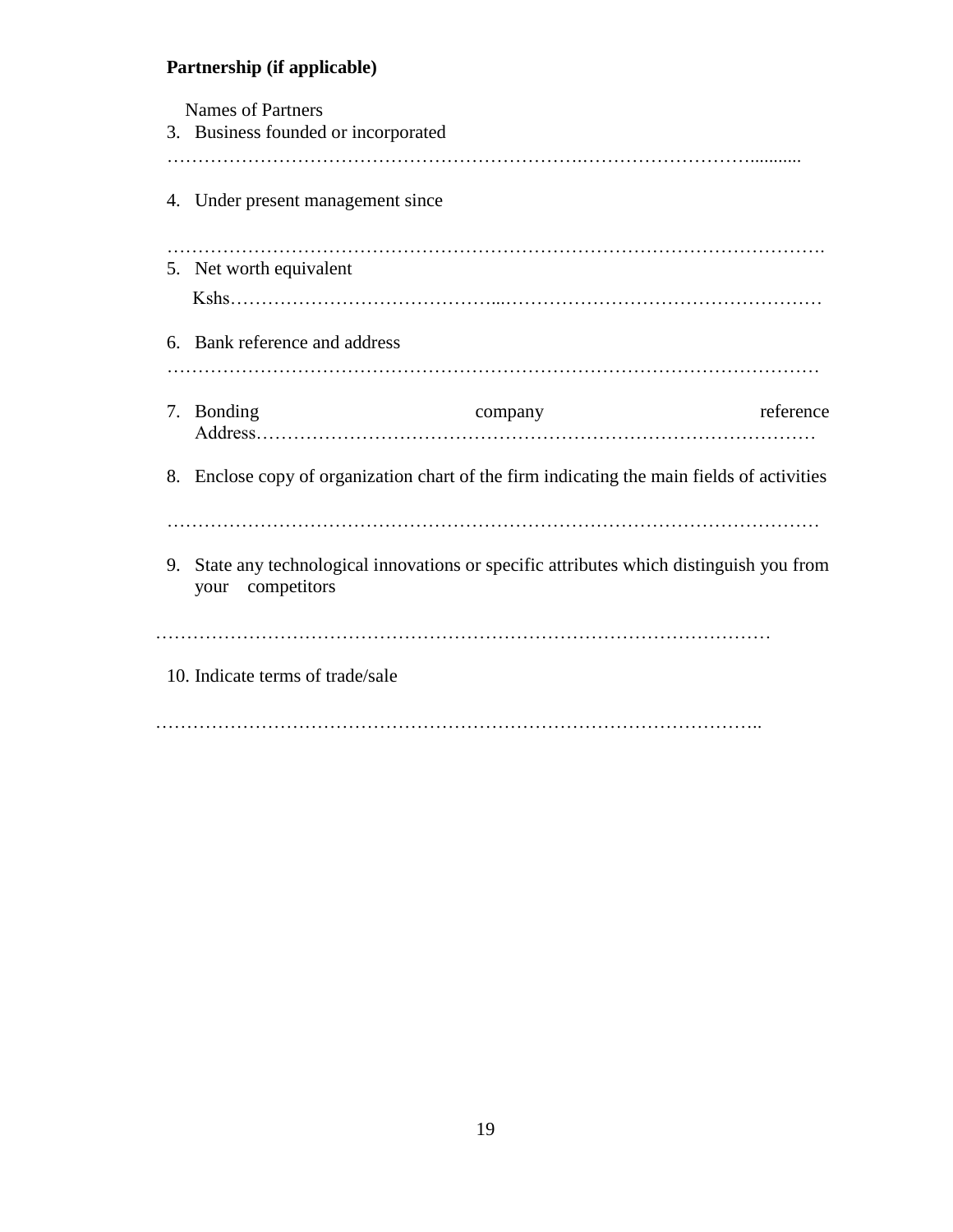**Partnership (if applicable)**

Names of Partners

3. Business founded or incorporated

…………………………………………………………….………………………..........

4. Under present management since

……………………………………………………………………………………………….

5. Net worth equivalent

   Kshs…………………………………...……………………………………………

6. Bank reference and address

………………………………………………………………………………………………

7. Bonding company reference Address……………………………………………………………………………

8. Enclose copy of organization chart of the firm indicating the main fields of activities

………………………………………………………………………………………………

9. State any technological innovations or specific attributes which distinguish you from your competitors

………………………………………………………………………………………

10. Indicate terms of trade/sale

……………………………………………………………………………………..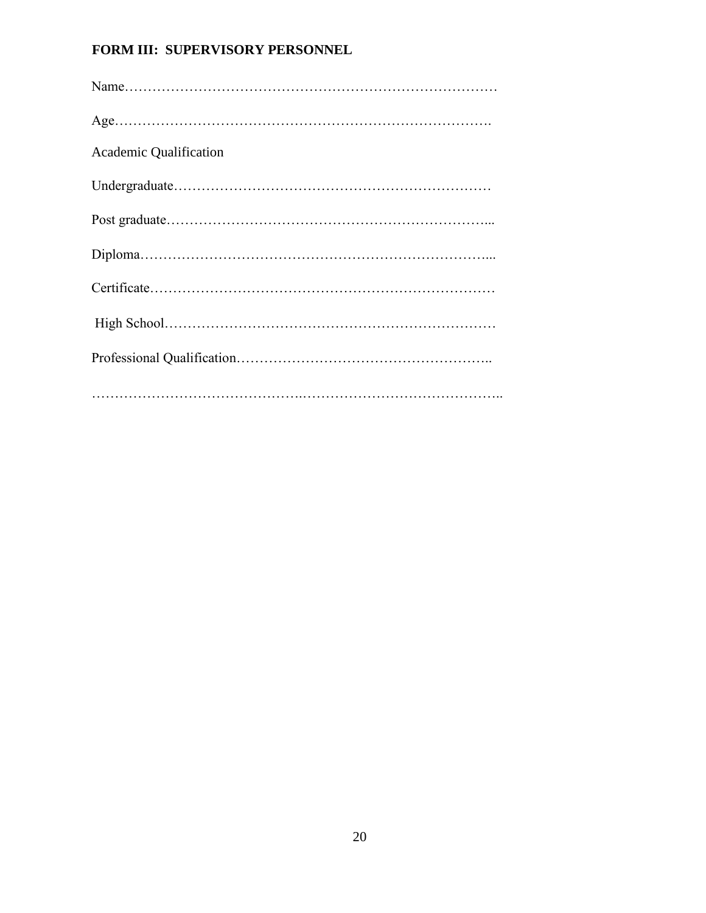### FORM III: SUPERVISORY PERSONNEL

Name………………………………………………………………………

Age……………………………………………………………………….

Academic Qualification

Undergraduate……………………………………………………………

Post graduate……………………………………………………………...

Diploma…………………………………………………………………...

Certificate…………………………………………………………………

High School………………………………………………………………

Professional Qualification………………………………………………..

………………………………………..……………………………………..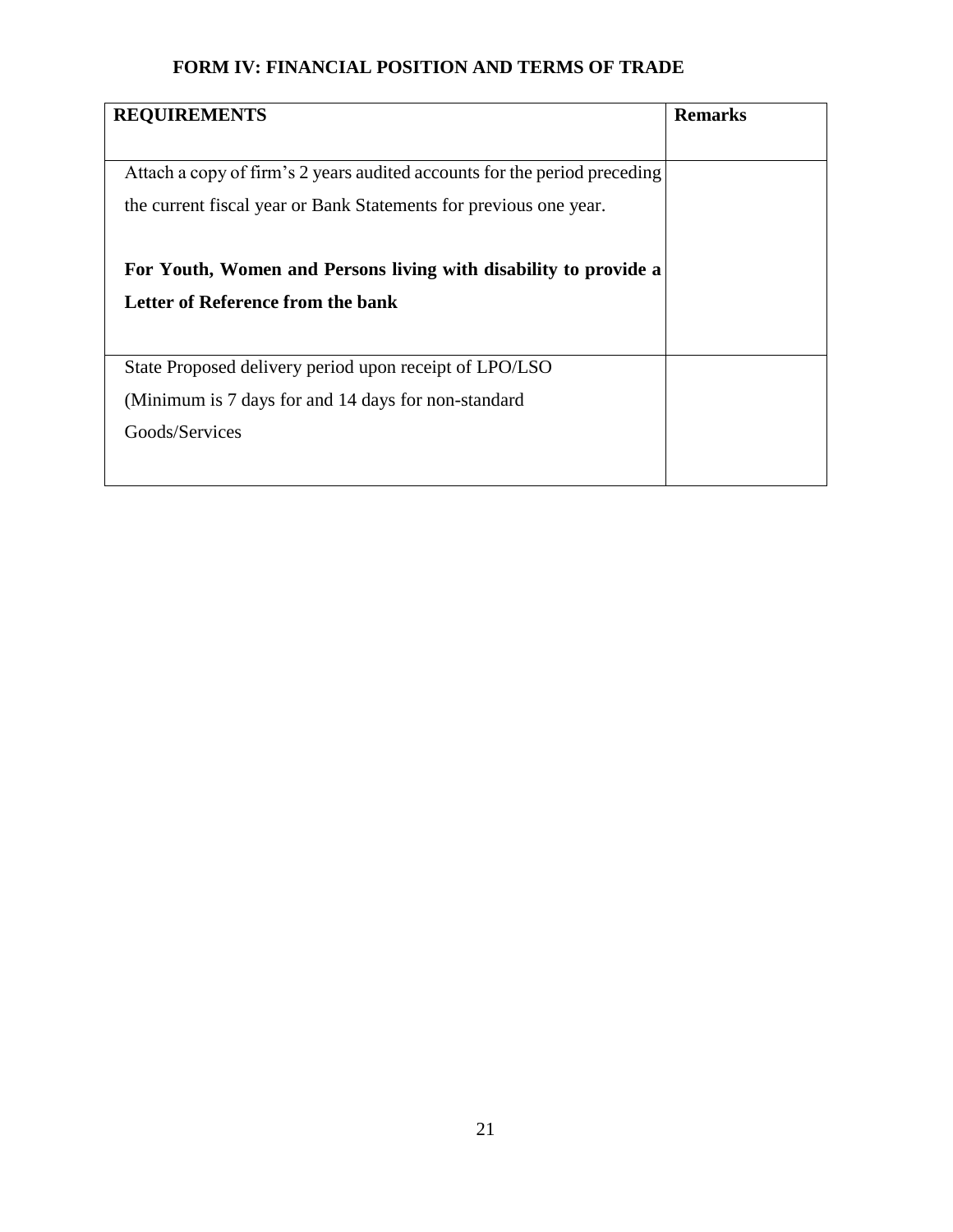# FORM IV: FINANCIAL POSITION AND TERMS OF TRADE

| REQUIREMENTS | Remarks |
|---|---|
| Attach a copy of firm's 2 years audited accounts for the period preceding the current fiscal year or Bank Statements for previous one year.<br><br>**For Youth, Women and Persons living with disability to provide a Letter of Reference from the bank** | |
| State Proposed delivery period upon receipt of LPO/LSO (Minimum is 7 days for and 14 days for non-standard Goods/Services | |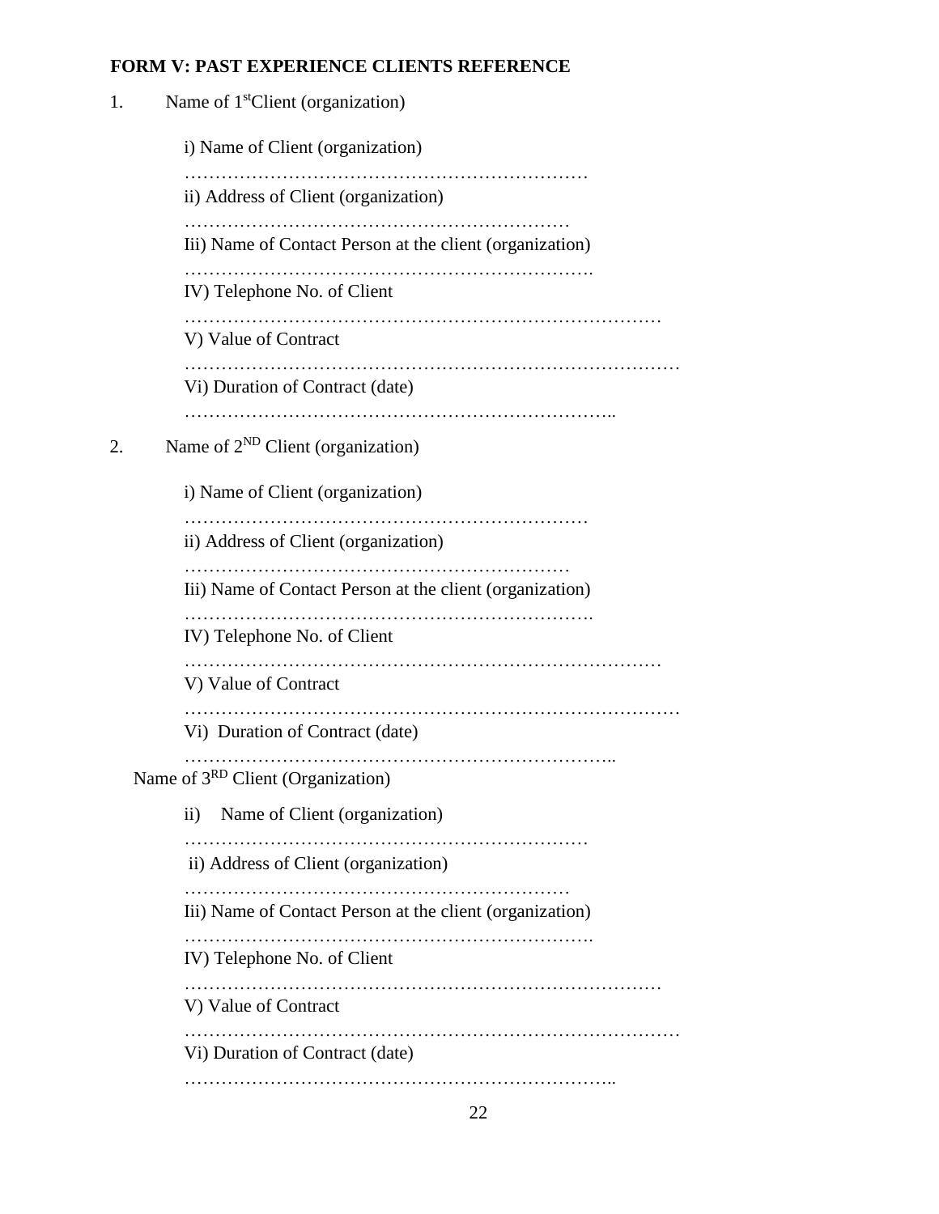**FORM V: PAST EXPERIENCE CLIENTS REFERENCE**

1. Name of 1st Client (organization)

    i) Name of Client (organization)

    …………………………………………………………

    ii) Address of Client (organization)

    ……………………………………………………

    Iii) Name of Contact Person at the client (organization)

    ………………………………………………………….

    IV) Telephone No. of Client

    ……………………………………………………………………

    V) Value of Contract

    ………………………………………………………………………

    Vi) Duration of Contract (date)

    ……………………………………………………………..

2. Name of 2ND Client (organization)

    i) Name of Client (organization)

    …………………………………………………………

    ii) Address of Client (organization)

    ……………………………………………………

    Iii) Name of Contact Person at the client (organization)

    ………………………………………………………….

    IV) Telephone No. of Client

    ……………………………………………………………………

    V) Value of Contract

    ………………………………………………………………………

    Vi) Duration of Contract (date)

    ……………………………………………………………..

Name of 3RD Client (Organization)

    ii) Name of Client (organization)

    …………………………………………………………

    ii) Address of Client (organization)

    ……………………………………………………

    Iii) Name of Contact Person at the client (organization)

    ………………………………………………………….

    IV) Telephone No. of Client

    ……………………………………………………………………

    V) Value of Contract

    ………………………………………………………………………

    Vi) Duration of Contract (date)

    ……………………………………………………………..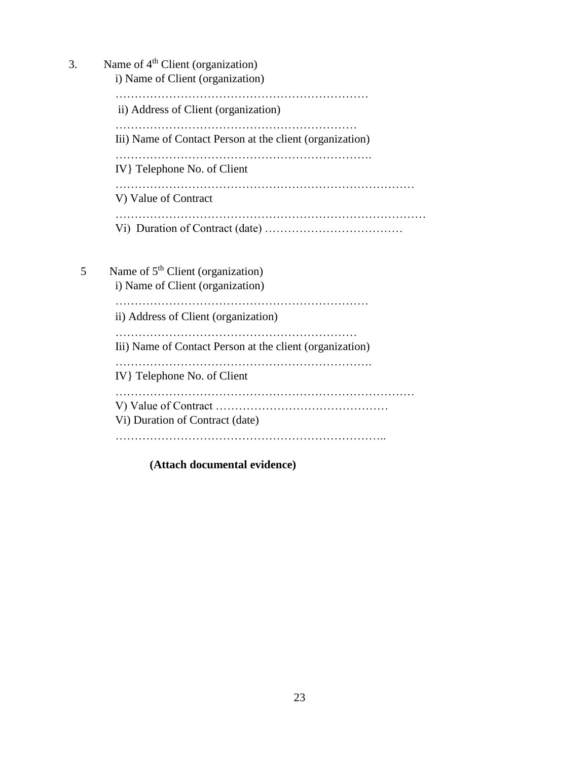3. Name of 4th Client (organization)

   i) Name of Client (organization)

   …………………………………………………………

   ii) Address of Client (organization)

   ………………………………………………………

   Iii) Name of Contact Person at the client (organization)

   ………………………………………………………….

   IV} Telephone No. of Client

   ……………………………………………………………………

   V) Value of Contract

   ………………………………………………………………………

   Vi) Duration of Contract (date) ………………………………

5 Name of 5th Client (organization)

   i) Name of Client (organization)

   …………………………………………………………

   ii) Address of Client (organization)

   ………………………………………………………

   Iii) Name of Contact Person at the client (organization)

   ………………………………………………………….

   IV} Telephone No. of Client

   ……………………………………………………………………

   V) Value of Contract ………………………………………

   Vi) Duration of Contract (date)

   ……………………………………………………………..

**(Attach documental evidence)**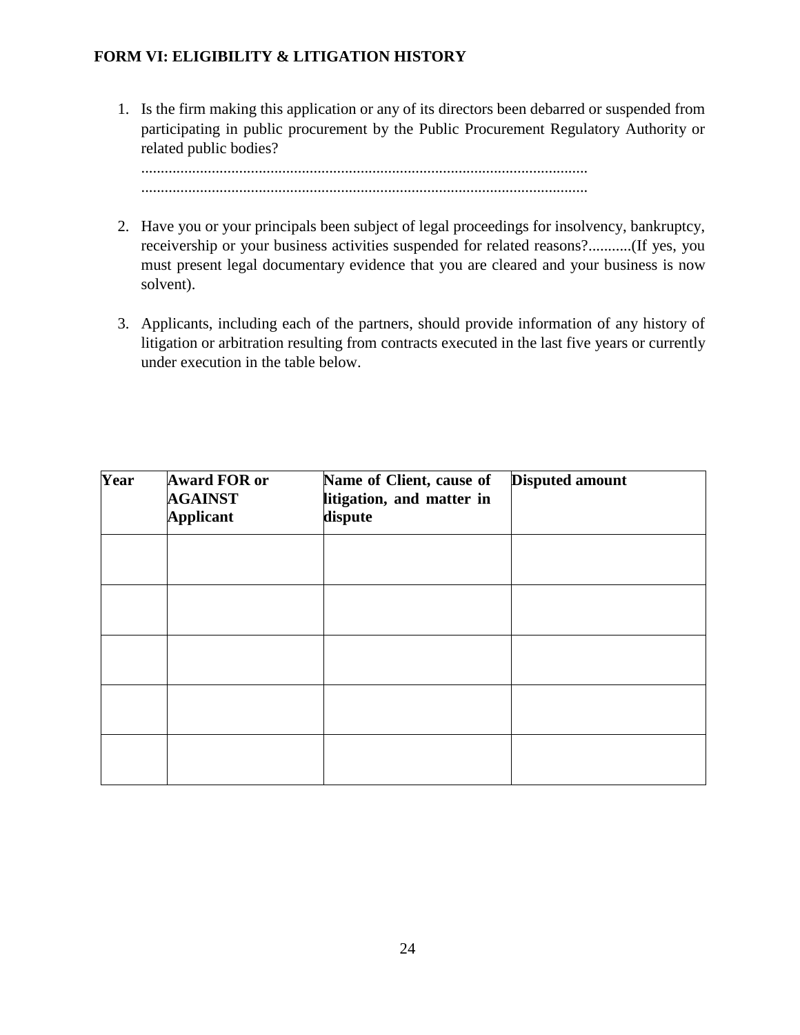## FORM VI: ELIGIBILITY & LITIGATION HISTORY

1. Is the firm making this application or any of its directors been debarred or suspended from participating in public procurement by the Public Procurement Regulatory Authority or related public bodies?
   ..................................................................................................................
   ..................................................................................................................

2. Have you or your principals been subject of legal proceedings for insolvency, bankruptcy, receivership or your business activities suspended for related reasons?...........(If yes, you must present legal documentary evidence that you are cleared and your business is now solvent).

3. Applicants, including each of the partners, should provide information of any history of litigation or arbitration resulting from contracts executed in the last five years or currently under execution in the table below.

| Year | Award FOR or AGAINST Applicant | Name of Client, cause of litigation, and matter in dispute | Disputed amount |
|---|---|---|---|
| | | | |
| | | | |
| | | | |
| | | | |
| | | | |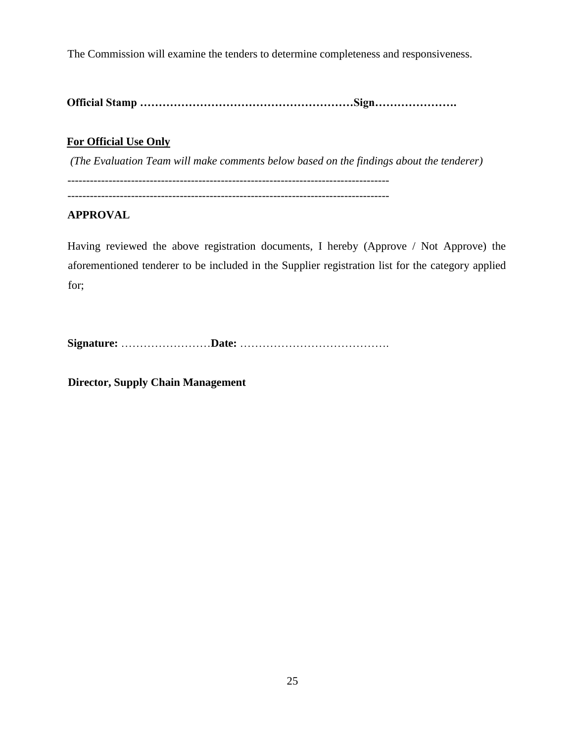The Commission will examine the tenders to determine completeness and responsiveness.

**Official Stamp ……………………………………………………Sign………………….**

**<u>For Official Use Only</u>**

*(The Evaluation Team will make comments below based on the findings about the tenderer)*

-------------------------------------------------------------------------------------

-------------------------------------------------------------------------------------

**APPROVAL**

Having reviewed the above registration documents, I hereby (Approve / Not Approve) the aforementioned tenderer to be included in the Supplier registration list for the category applied for;

**Signature:** ……………………**Date:** ………………………………….

**Director, Supply Chain Management**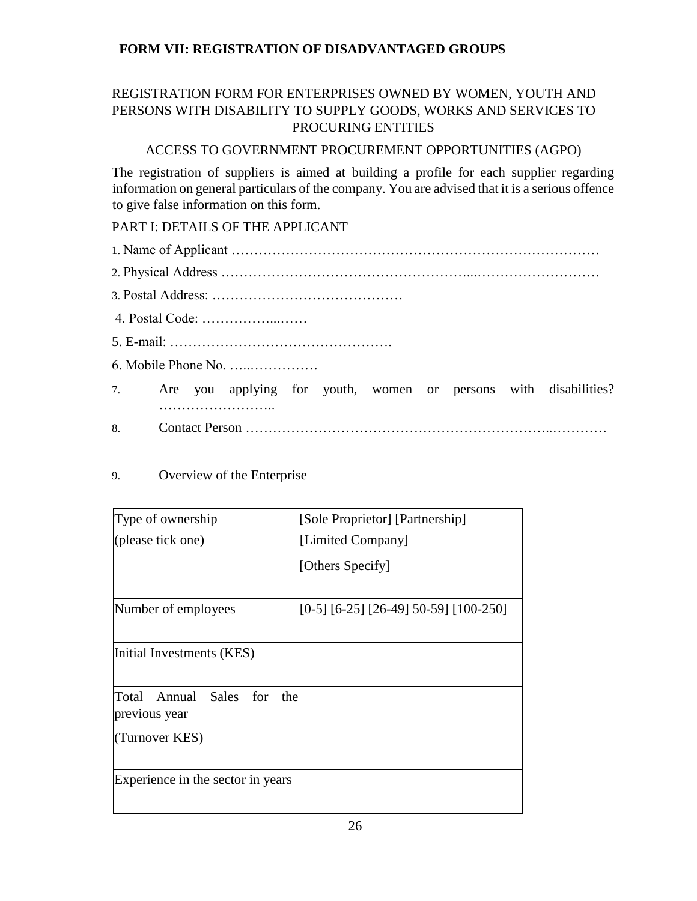**FORM VII: REGISTRATION OF DISADVANTAGED GROUPS**

REGISTRATION FORM FOR ENTERPRISES OWNED BY WOMEN, YOUTH AND PERSONS WITH DISABILITY TO SUPPLY GOODS, WORKS AND SERVICES TO PROCURING ENTITIES

ACCESS TO GOVERNMENT PROCUREMENT OPPORTUNITIES (AGPO)

The registration of suppliers is aimed at building a profile for each supplier regarding information on general particulars of the company. You are advised that it is a serious offence to give false information on this form.

PART I: DETAILS OF THE APPLICANT

1. Name of Applicant ……………………………………………………………….…………….
2. Physical Address ……………………………………………...………………………
3. Postal Address: ……………………………………
4. Postal Code: ……………...……
5. E-mail: ………………………………………….
6. Mobile Phone No. …..……………
7. Are you applying for youth, women or persons with disabilities? ……………………..
8. Contact Person ……………………………………………………..…………
9. Overview of the Enterprise

| Type of ownership (please tick one) | [Sole Proprietor] [Partnership] [Limited Company] [Others Specify] |
|---|---|
| Number of employees | [0-5] [6-25] [26-49] 50-59] [100-250] |
| Initial Investments (KES) | |
| Total Annual Sales for the previous year (Turnover KES) | |
| Experience in the sector in years | |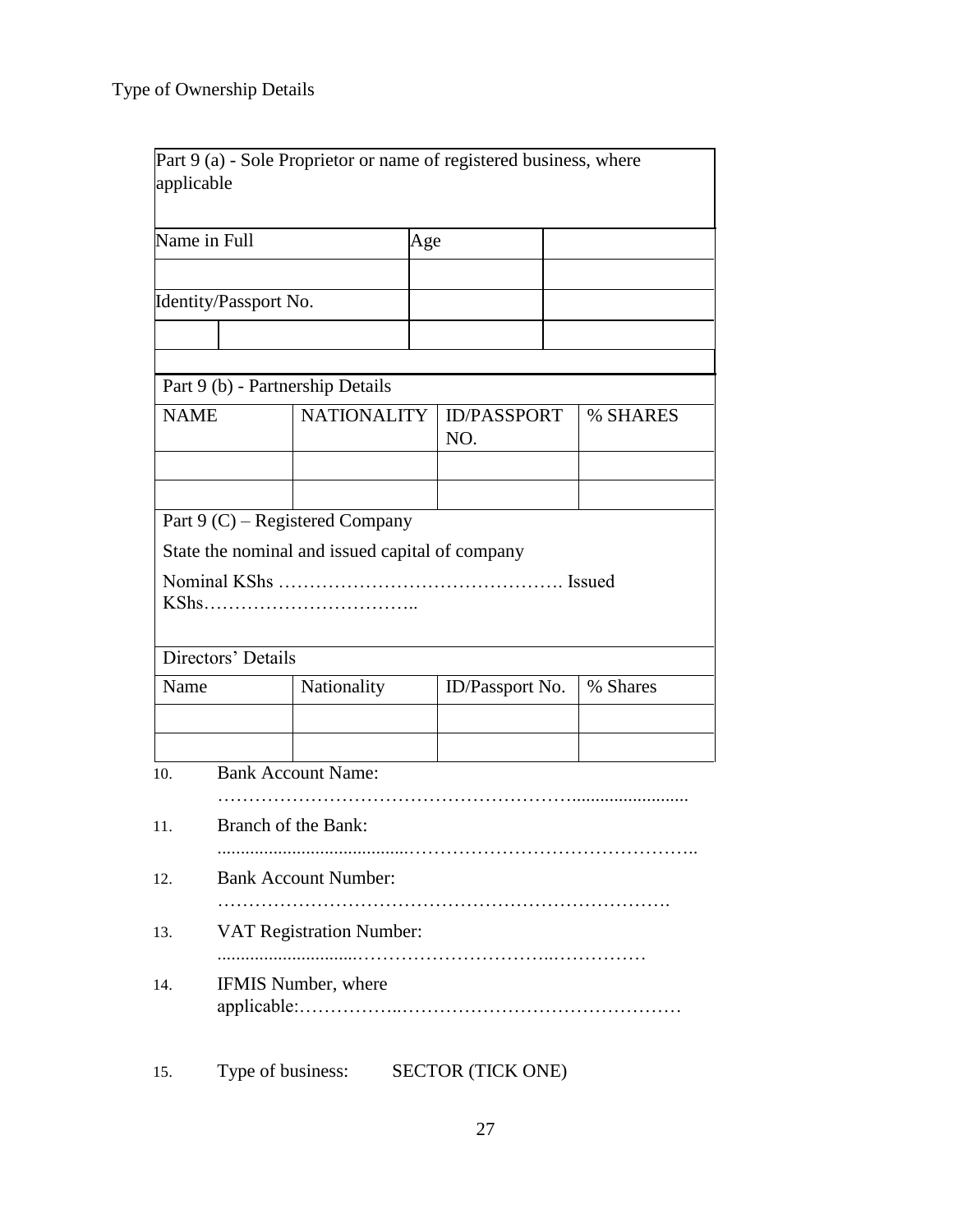Type of Ownership Details

| Part 9 (a) - Sole Proprietor or name of registered business, where applicable | | | |
|---|---|---|---|
| Name in Full | | Age | |
| | | | |
| Identity/Passport No. | | | |
| | | | |

| Part 9 (b) - Partnership Details | | | |
|---|---|---|---|
| NAME | NATIONALITY | ID/PASSPORT NO. | % SHARES |
| | | | |
| | | | |

Part 9 (C) – Registered Company

State the nominal and issued capital of company

Nominal KShs ………………………………………. Issued KShs……………………………..

| Directors' Details | | | |
|---|---|---|---|
| Name | Nationality | ID/Passport No. | % Shares |
| | | | |
| | | | |

10. Bank Account Name: …………………………………………………........................

11. Branch of the Bank: ........................................………………………………………..

12. Bank Account Number: ……………………………………………………………….

13. VAT Registration Number: .............................…………………………..……………

14. IFMIS Number, where applicable:……………..………………………………………

15. Type of business: SECTOR (TICK ONE)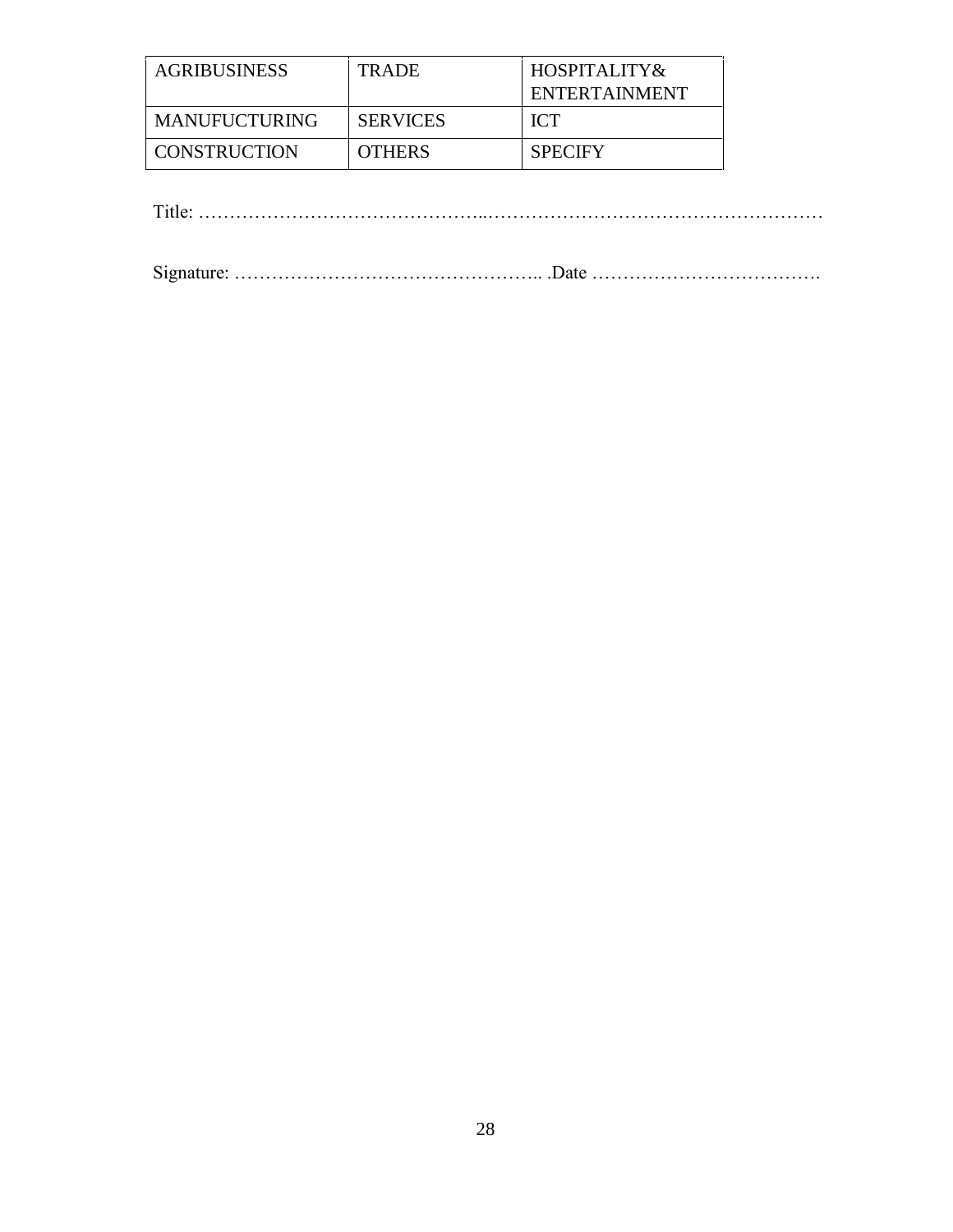| AGRIBUSINESS | TRADE | HOSPITALITY& ENTERTAINMENT |
|---|---|---|
| MANUFUCTURING | SERVICES | ICT |
| CONSTRUCTION | OTHERS | SPECIFY |

Title: ………………………………………..………………………………………………

Signature: ………………………………………….. .Date ……………………….……….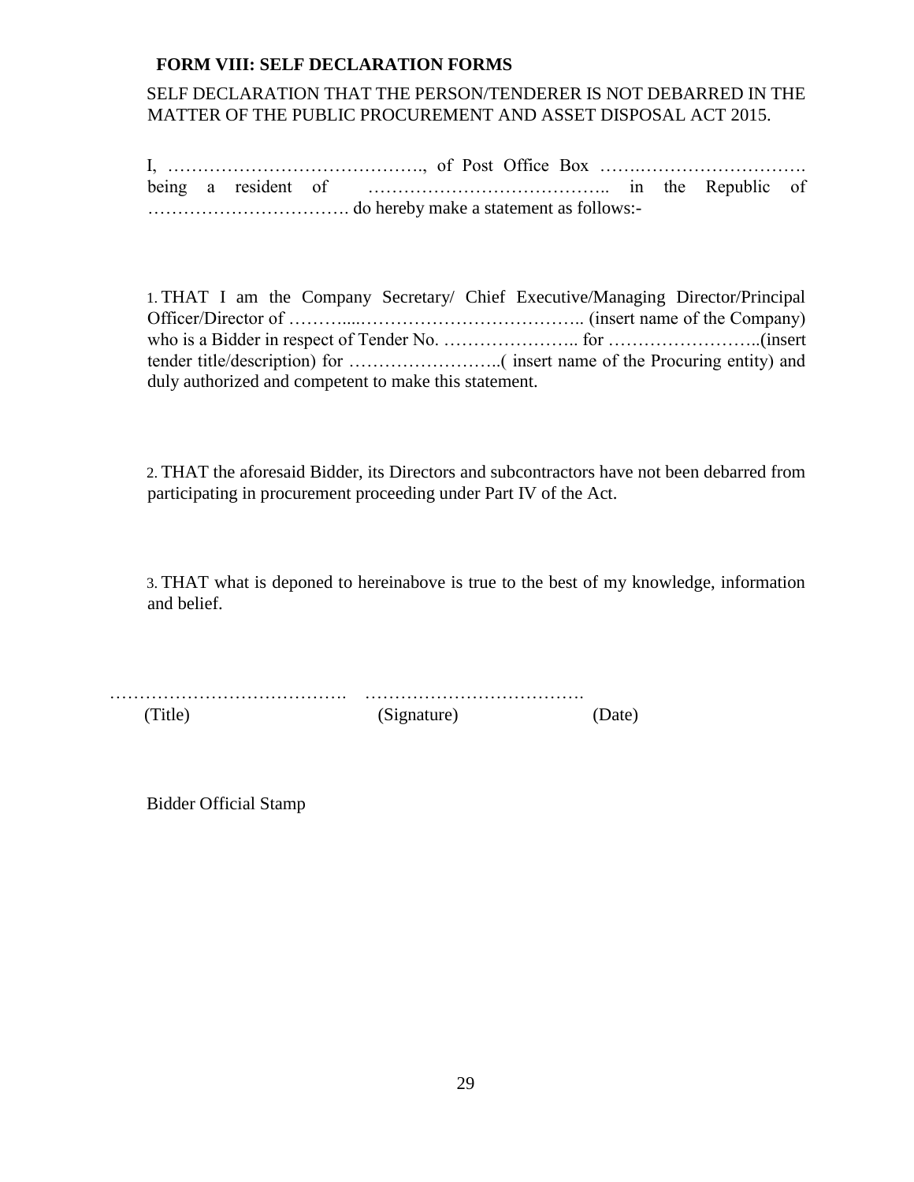## FORM VIII: SELF DECLARATION FORMS

SELF DECLARATION THAT THE PERSON/TENDERER IS NOT DEBARRED IN THE MATTER OF THE PUBLIC PROCUREMENT AND ASSET DISPOSAL ACT 2015.

I, ……………………………………., of Post Office Box …….………………………. being a resident of ……………………………….. in the Republic of ……………………………. do hereby make a statement as follows:-

1. THAT I am the Company Secretary/ Chief Executive/Managing Director/Principal Officer/Director of ………....……………………………….. (insert name of the Company) who is a Bidder in respect of Tender No. ………………….. for ……………………..(insert tender title/description) for ……………………..( insert name of the Procuring entity) and duly authorized and competent to make this statement.

2. THAT the aforesaid Bidder, its Directors and subcontractors have not been debarred from participating in procurement proceeding under Part IV of the Act.

3. THAT what is deponed to hereinabove is true to the best of my knowledge, information and belief.

…………………………………. ……………………………….

(Title) (Signature) (Date)

Bidder Official Stamp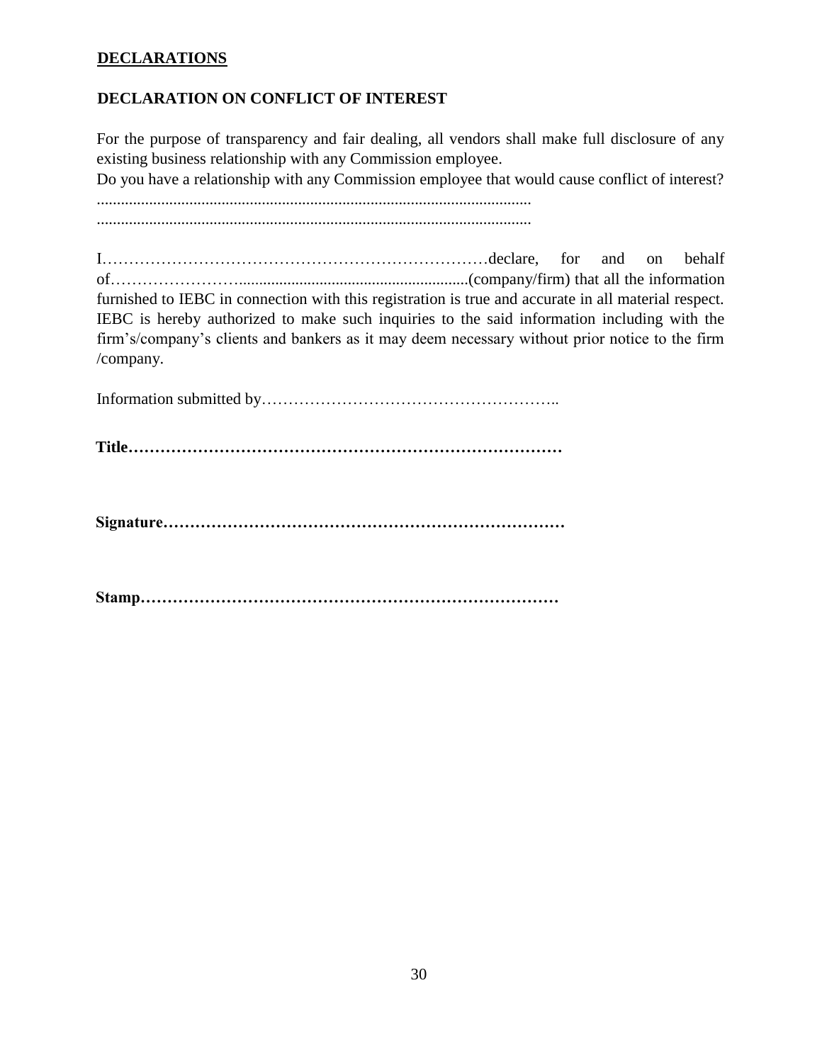**<u>DECLARATIONS</u>**

**DECLARATION ON CONFLICT OF INTEREST**

For the purpose of transparency and fair dealing, all vendors shall make full disclosure of any existing business relationship with any Commission employee.

Do you have a relationship with any Commission employee that would cause conflict of interest?

..........................................................................................................

..........................................................................................................

I………………………………………………………………declare, for and on behalf of……………………..........................................................(company/firm) that all the information furnished to IEBC in connection with this registration is true and accurate in all material respect. IEBC is hereby authorized to make such inquiries to the said information including with the firm's/company's clients and bankers as it may deem necessary without prior notice to the firm /company.

Information submitted by………………………………………………..

**Title………………………………………………………………………**

**Signature………………………………………………………………**

**Stamp…………………………………………………………………**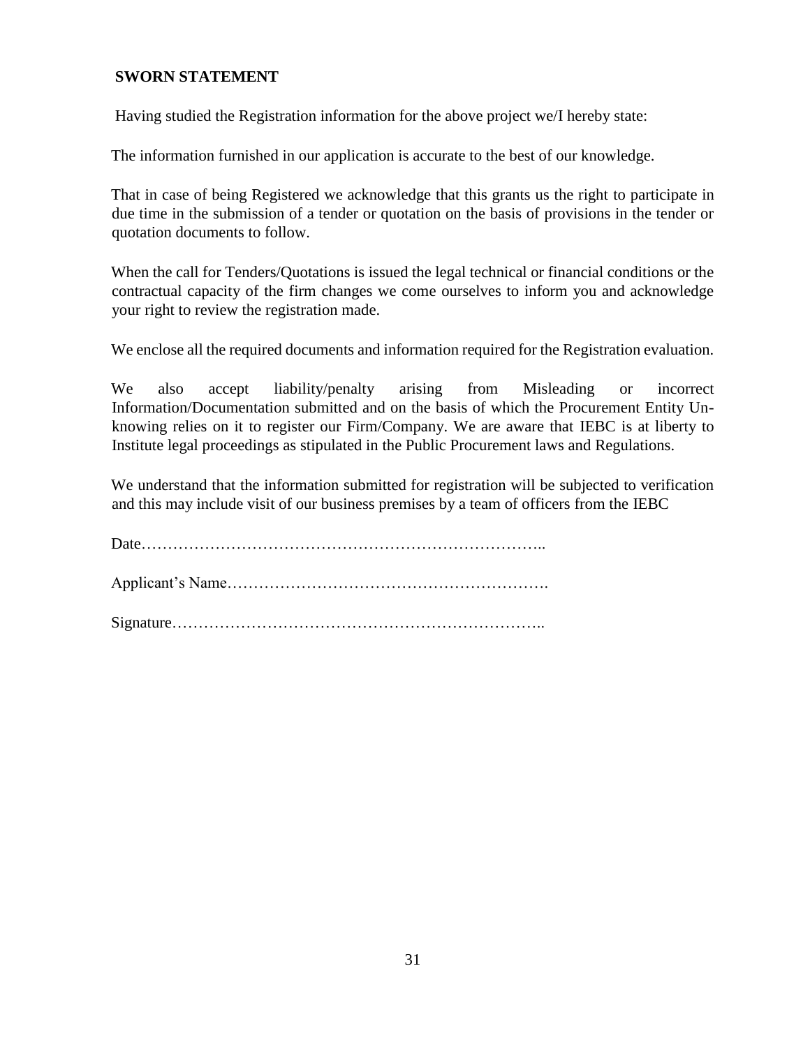**SWORN STATEMENT**

Having studied the Registration information for the above project we/I hereby state:

The information furnished in our application is accurate to the best of our knowledge.

That in case of being Registered we acknowledge that this grants us the right to participate in due time in the submission of a tender or quotation on the basis of provisions in the tender or quotation documents to follow.

When the call for Tenders/Quotations is issued the legal technical or financial conditions or the contractual capacity of the firm changes we come ourselves to inform you and acknowledge your right to review the registration made.

We enclose all the required documents and information required for the Registration evaluation.

We also accept liability/penalty arising from Misleading or incorrect Information/Documentation submitted and on the basis of which the Procurement Entity Un-knowing relies on it to register our Firm/Company. We are aware that IEBC is at liberty to Institute legal proceedings as stipulated in the Public Procurement laws and Regulations.

We understand that the information submitted for registration will be subjected to verification and this may include visit of our business premises by a team of officers from the IEBC

Date…………………………………………………………………..

Applicant's Name…………………………………………………….

Signature……………………………………………………………..